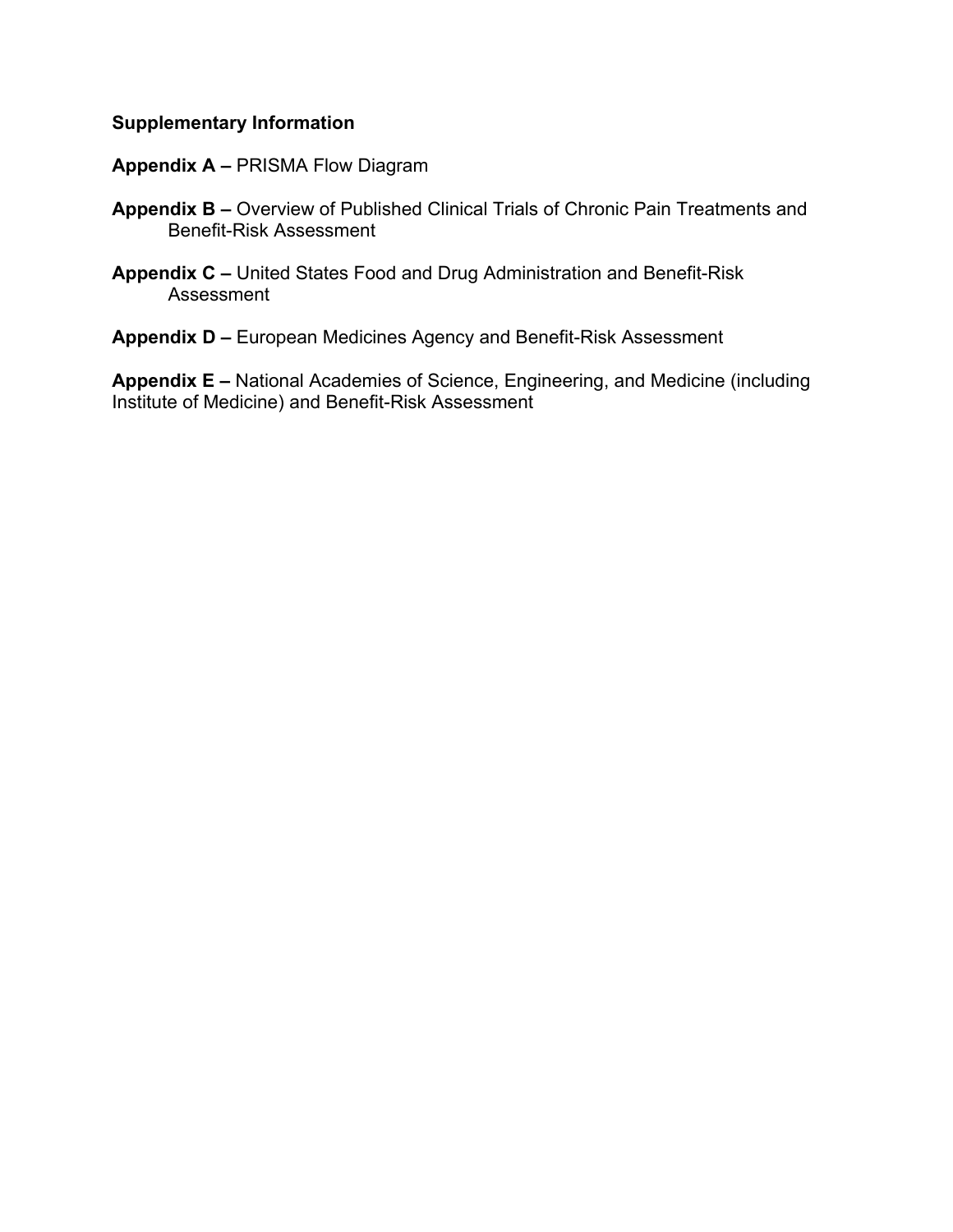**Supplementary Information**

**Appendix A –** PRISMA Flow Diagram

**Appendix B –** Overview of Published Clinical Trials of Chronic Pain Treatments and Benefit-Risk Assessment

**Appendix C –** United States Food and Drug Administration and Benefit-Risk Assessment

**Appendix D –** European Medicines Agency and Benefit-Risk Assessment

**Appendix E –** National Academies of Science, Engineering, and Medicine (including Institute of Medicine) and Benefit-Risk Assessment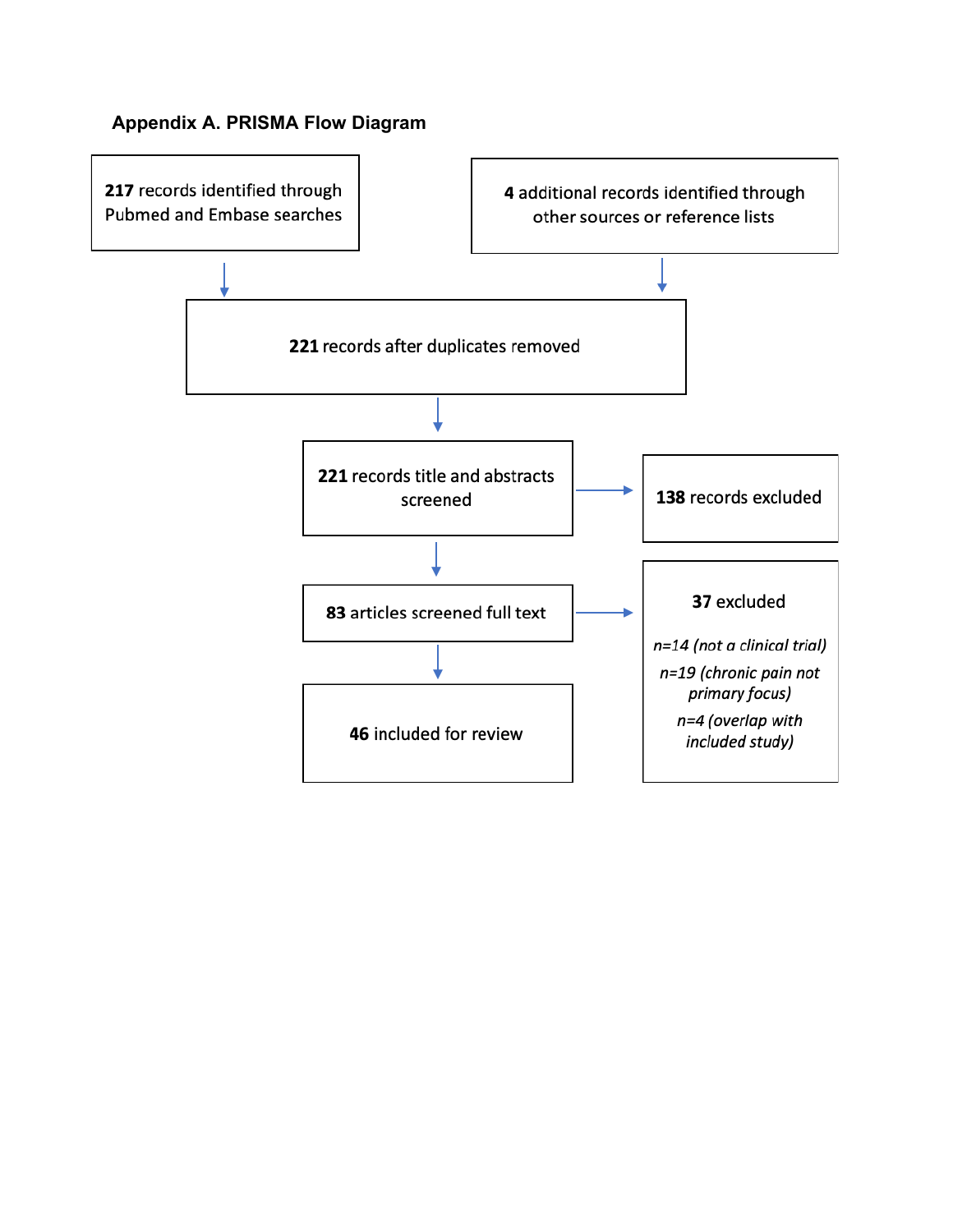### Appendix A. PRISMA Flow Diagram

**217** records identified through Pubmed and Embase searches

**4** additional records identified through other sources or reference lists

**221** records after duplicates removed

**221** records title and abstracts screened

**138** records excluded

**83** articles screened full text

**37** excluded

*n=14 (not a clinical trial)*

*n=19 (chronic pain not primary focus)*

*n=4 (overlap with included study)*

**46** included for review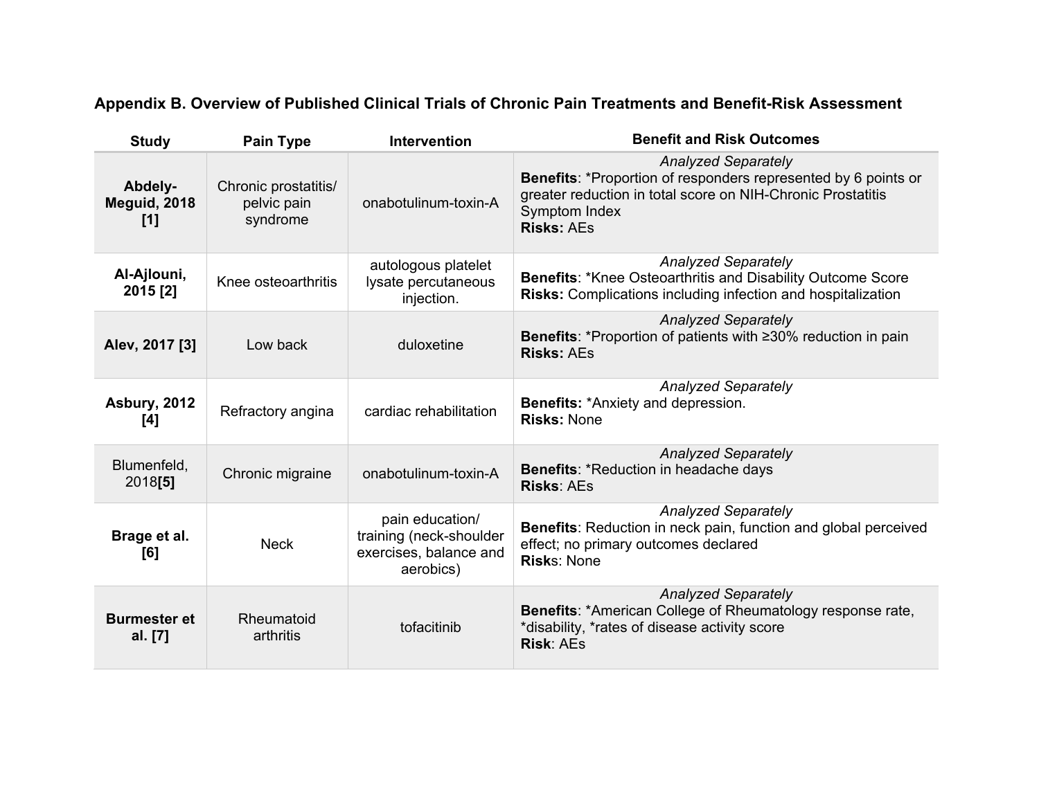### Appendix B. Overview of Published Clinical Trials of Chronic Pain Treatments and Benefit-Risk Assessment

| Study | Pain Type | Intervention | Benefit and Risk Outcomes |
|---|---|---|---|
| **Abdely-Meguid, 2018 [1]** | Chronic prostatitis/ pelvic pain syndrome | onabotulinum-toxin-A | *Analyzed Separately*<br>**Benefits**: *Proportion of responders represented by 6 points or greater reduction in total score on NIH-Chronic Prostatitis Symptom Index<br>**Risks:** AEs |
| **Al-Ajlouni, 2015 [2]** | Knee osteoarthritis | autologous platelet lysate percutaneous injection. | *Analyzed Separately*<br>**Benefits**: *Knee Osteoarthritis and Disability Outcome Score<br>**Risks:** Complications including infection and hospitalization |
| **Alev, 2017 [3]** | Low back | duloxetine | *Analyzed Separately*<br>**Benefits**: *Proportion of patients with ≥30% reduction in pain<br>**Risks:** AEs |
| **Asbury, 2012 [4]** | Refractory angina | cardiac rehabilitation | *Analyzed Separately*<br>**Benefits:** *Anxiety and depression.<br>**Risks:** None |
| Blumenfeld, 2018**[5]** | Chronic migraine | onabotulinum-toxin-A | *Analyzed Separately*<br>**Benefits**: *Reduction in headache days<br>**Risks**: AEs |
| **Brage et al. [6]** | Neck | pain education/ training (neck-shoulder exercises, balance and aerobics) | *Analyzed Separately*<br>**Benefits**: Reduction in neck pain, function and global perceived effect; no primary outcomes declared<br>**Risk**s: None |
| **Burmester et al. [7]** | Rheumatoid arthritis | tofacitinib | *Analyzed Separately*<br>**Benefits**: *American College of Rheumatology response rate, *disability, *rates of disease activity score<br>**Risk**: AEs |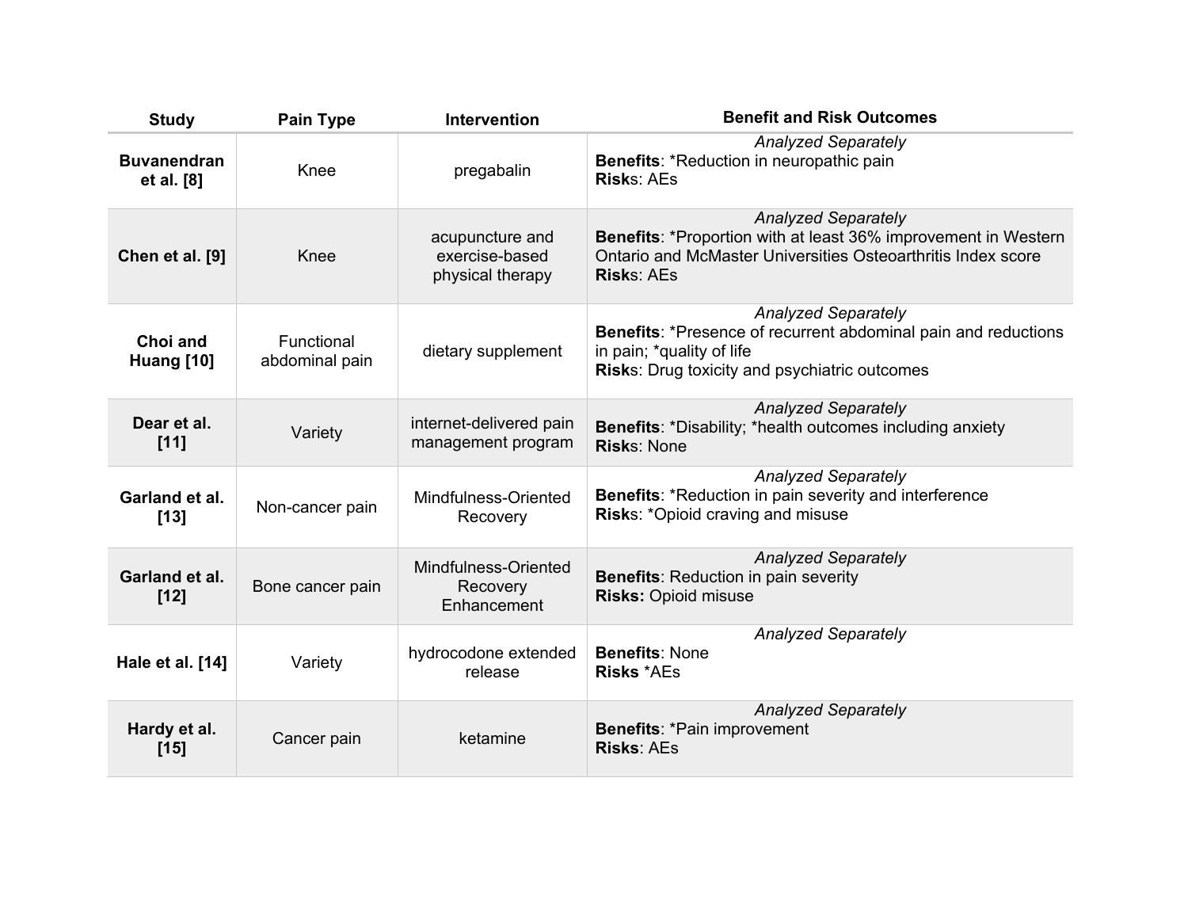| Study | Pain Type | Intervention | Benefit and Risk Outcomes |
|---|---|---|---|
| **Buvanendran et al. [8]** | Knee | pregabalin | *Analyzed Separately*<br>**Benefits**: *Reduction in neuropathic pain<br>**Risks**: AEs |
| **Chen et al. [9]** | Knee | acupuncture and exercise-based physical therapy | *Analyzed Separately*<br>**Benefits**: *Proportion with at least 36% improvement in Western Ontario and McMaster Universities Osteoarthritis Index score<br>**Risks**: AEs |
| **Choi and Huang [10]** | Functional abdominal pain | dietary supplement | *Analyzed Separately*<br>**Benefits**: *Presence of recurrent abdominal pain and reductions in pain; *quality of life<br>**Risks**: Drug toxicity and psychiatric outcomes |
| **Dear et al. [11]** | Variety | internet-delivered pain management program | *Analyzed Separately*<br>**Benefits**: *Disability; *health outcomes including anxiety<br>**Risks**: None |
| **Garland et al. [13]** | Non-cancer pain | Mindfulness-Oriented Recovery | *Analyzed Separately*<br>**Benefits**: *Reduction in pain severity and interference<br>**Risks**: *Opioid craving and misuse |
| **Garland et al. [12]** | Bone cancer pain | Mindfulness-Oriented Recovery Enhancement | *Analyzed Separately*<br>**Benefits**: Reduction in pain severity<br>**Risks:** Opioid misuse |
| **Hale et al. [14]** | Variety | hydrocodone extended release | *Analyzed Separately*<br>**Benefits**: None<br>**Risks** *AEs |
| **Hardy et al. [15]** | Cancer pain | ketamine | *Analyzed Separately*<br>**Benefits**: *Pain improvement<br>**Risks**: AEs |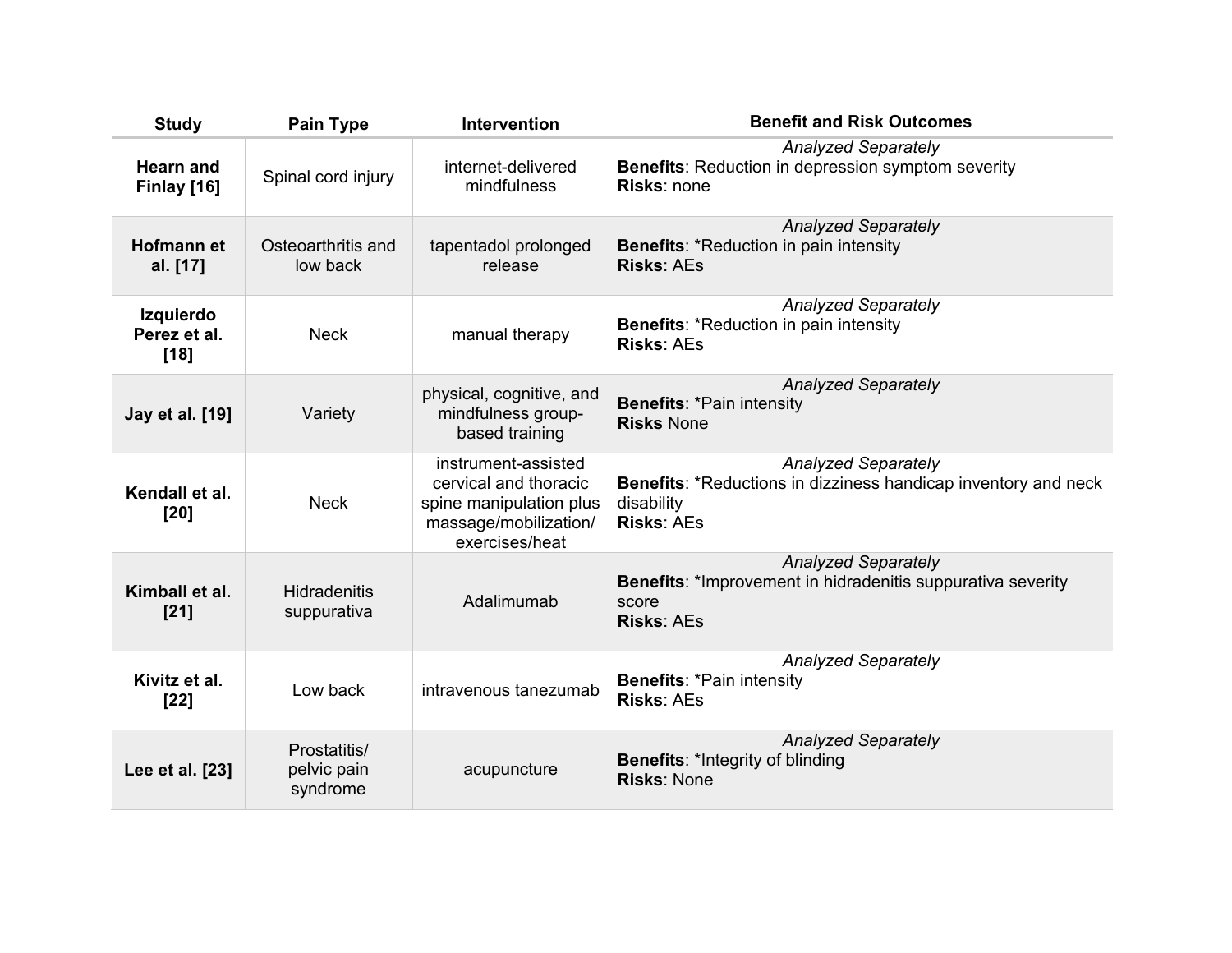| Study | Pain Type | Intervention | Benefit and Risk Outcomes |
| --- | --- | --- | --- |
| **Hearn and Finlay [16]** | Spinal cord injury | internet-delivered mindfulness | *Analyzed Separately*<br>**Benefits**: Reduction in depression symptom severity<br>**Risks**: none |
| **Hofmann et al. [17]** | Osteoarthritis and low back | tapentadol prolonged release | *Analyzed Separately*<br>**Benefits**: *Reduction in pain intensity<br>**Risks**: AEs |
| **Izquierdo Perez et al. [18]** | Neck | manual therapy | *Analyzed Separately*<br>**Benefits**: *Reduction in pain intensity<br>**Risks**: AEs |
| **Jay et al. [19]** | Variety | physical, cognitive, and mindfulness group-based training | *Analyzed Separately*<br>**Benefits**: *Pain intensity<br>**Risks** None |
| **Kendall et al. [20]** | Neck | instrument-assisted cervical and thoracic spine manipulation plus massage/mobilization/ exercises/heat | *Analyzed Separately*<br>**Benefits**: *Reductions in dizziness handicap inventory and neck disability<br>**Risks**: AEs |
| **Kimball et al. [21]** | Hidradenitis suppurativa | Adalimumab | *Analyzed Separately*<br>**Benefits**: *Improvement in hidradenitis suppurativa severity score<br>**Risks**: AEs |
| **Kivitz et al. [22]** | Low back | intravenous tanezumab | *Analyzed Separately*<br>**Benefits**: *Pain intensity<br>**Risks**: AEs |
| **Lee et al. [23]** | Prostatitis/ pelvic pain syndrome | acupuncture | *Analyzed Separately*<br>**Benefits**: *Integrity of blinding<br>**Risks**: None |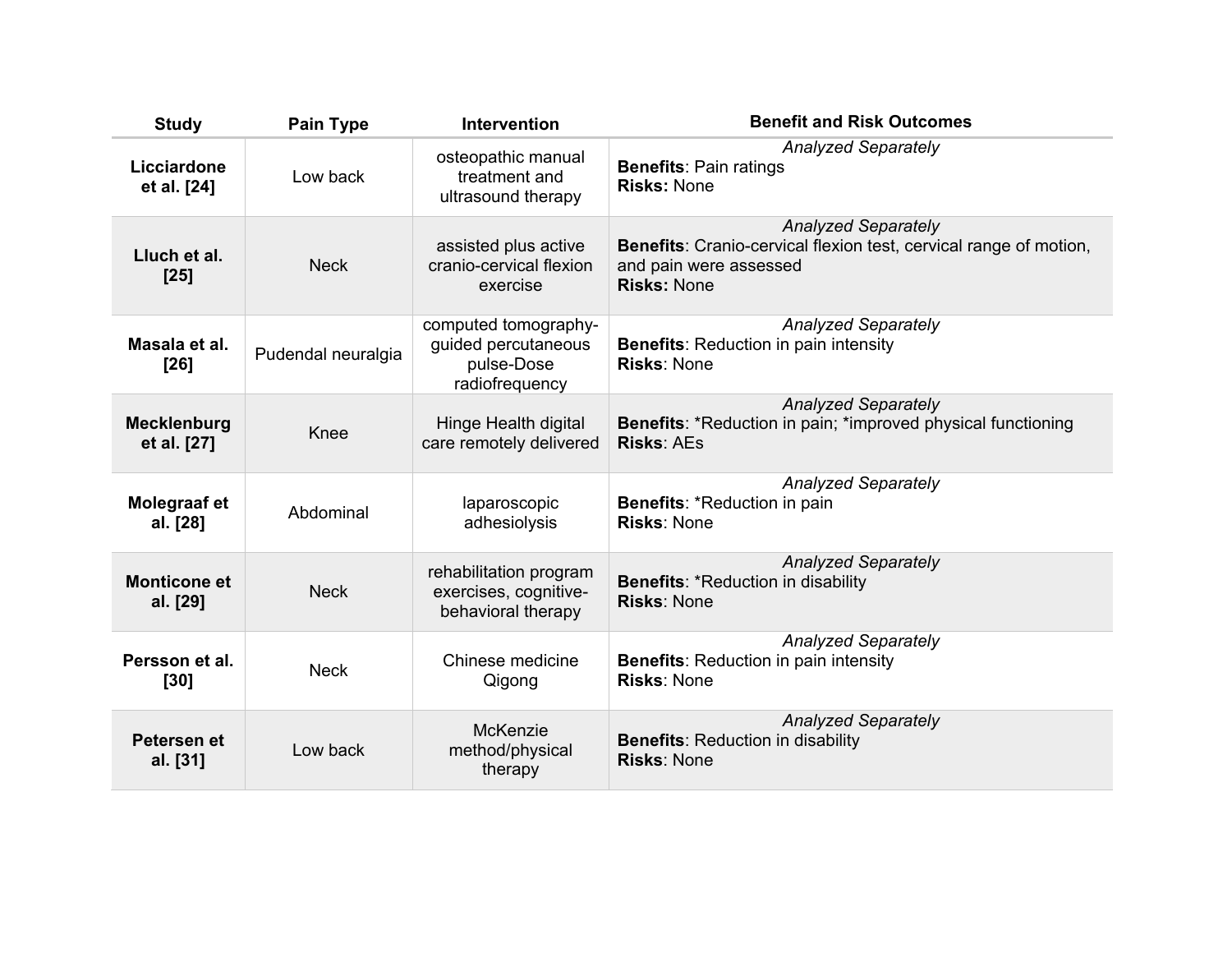| Study | Pain Type | Intervention | Benefit and Risk Outcomes |
|---|---|---|---|
| **Licciardone et al. [24]** | Low back | osteopathic manual treatment and ultrasound therapy | *Analyzed Separately*<br>**Benefits**: Pain ratings<br>**Risks:** None |
| **Lluch et al. [25]** | Neck | assisted plus active cranio-cervical flexion exercise | *Analyzed Separately*<br>**Benefits**: Cranio-cervical flexion test, cervical range of motion, and pain were assessed<br>**Risks:** None |
| **Masala et al. [26]** | Pudendal neuralgia | computed tomography-guided percutaneous pulse-Dose radiofrequency | *Analyzed Separately*<br>**Benefits**: Reduction in pain intensity<br>**Risks**: None |
| **Mecklenburg et al. [27]** | Knee | Hinge Health digital care remotely delivered | *Analyzed Separately*<br>**Benefits**: *Reduction in pain; *improved physical functioning<br>**Risks**: AEs |
| **Molegraaf et al. [28]** | Abdominal | laparoscopic adhesiolysis | *Analyzed Separately*<br>**Benefits**: *Reduction in pain<br>**Risks**: None |
| **Monticone et al. [29]** | Neck | rehabilitation program exercises, cognitive-behavioral therapy | *Analyzed Separately*<br>**Benefits**: *Reduction in disability<br>**Risks**: None |
| **Persson et al. [30]** | Neck | Chinese medicine Qigong | *Analyzed Separately*<br>**Benefits**: Reduction in pain intensity<br>**Risks**: None |
| **Petersen et al. [31]** | Low back | McKenzie method/physical therapy | *Analyzed Separately*<br>**Benefits**: Reduction in disability<br>**Risks**: None |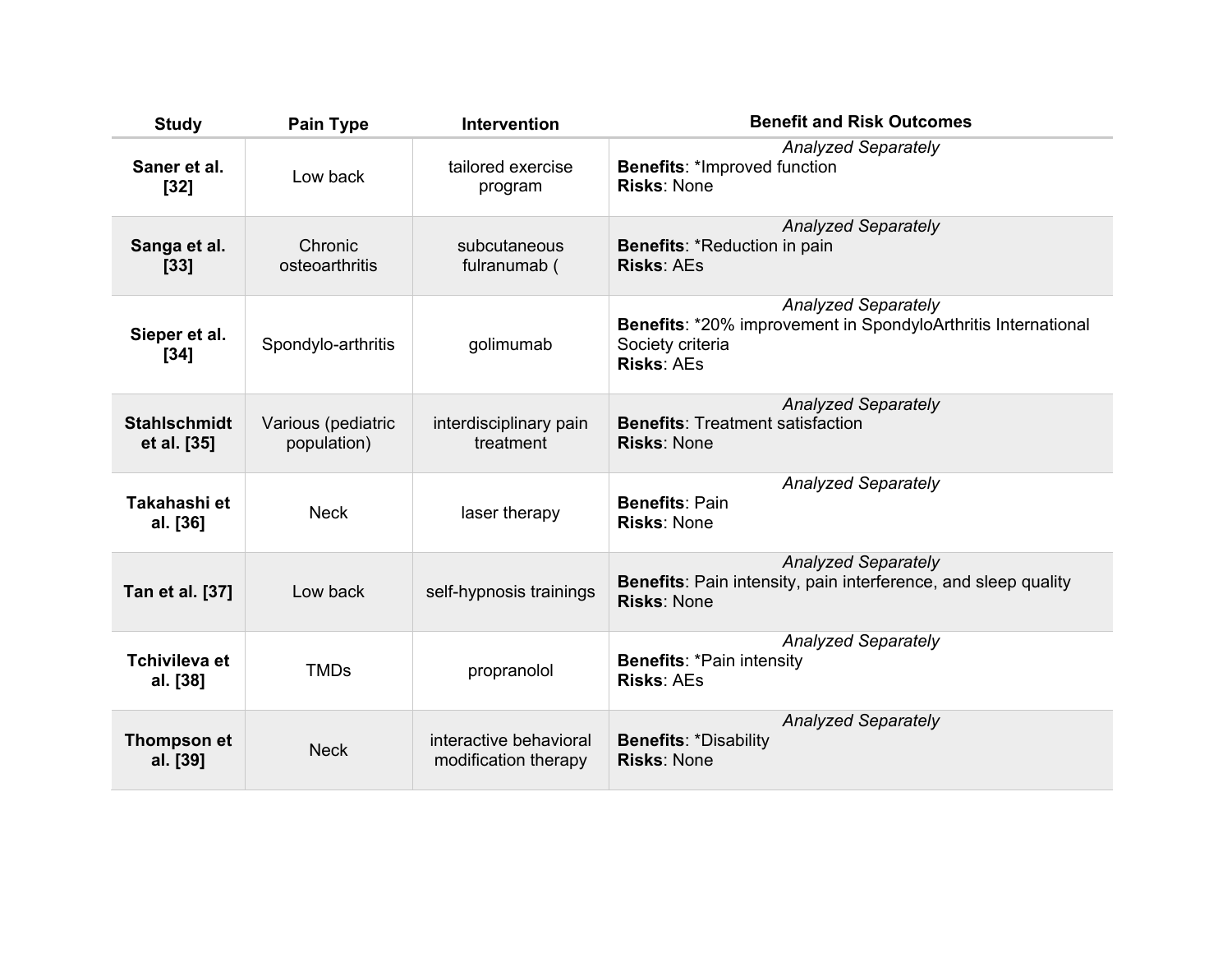| Study | Pain Type | Intervention | Benefit and Risk Outcomes |
|---|---|---|---|
| **Saner et al. [32]** | Low back | tailored exercise program | *Analyzed Separately*<br>**Benefits**: *Improved function<br>**Risks**: None |
| **Sanga et al. [33]** | Chronic osteoarthritis | subcutaneous fulranumab ( | *Analyzed Separately*<br>**Benefits**: *Reduction in pain<br>**Risks**: AEs |
| **Sieper et al. [34]** | Spondylo-arthritis | golimumab | *Analyzed Separately*<br>**Benefits**: *20% improvement in SpondyloArthritis International Society criteria<br>**Risks**: AEs |
| **Stahlschmidt et al. [35]** | Various (pediatric population) | interdisciplinary pain treatment | *Analyzed Separately*<br>**Benefits**: Treatment satisfaction<br>**Risks**: None |
| **Takahashi et al. [36]** | Neck | laser therapy | *Analyzed Separately*<br>**Benefits**: Pain<br>**Risks**: None |
| **Tan et al. [37]** | Low back | self-hypnosis trainings | *Analyzed Separately*<br>**Benefits**: Pain intensity, pain interference, and sleep quality<br>**Risks**: None |
| **Tchivileva et al. [38]** | TMDs | propranolol | *Analyzed Separately*<br>**Benefits**: *Pain intensity<br>**Risks**: AEs |
| **Thompson et al. [39]** | Neck | interactive behavioral modification therapy | *Analyzed Separately*<br>**Benefits**: *Disability<br>**Risks**: None |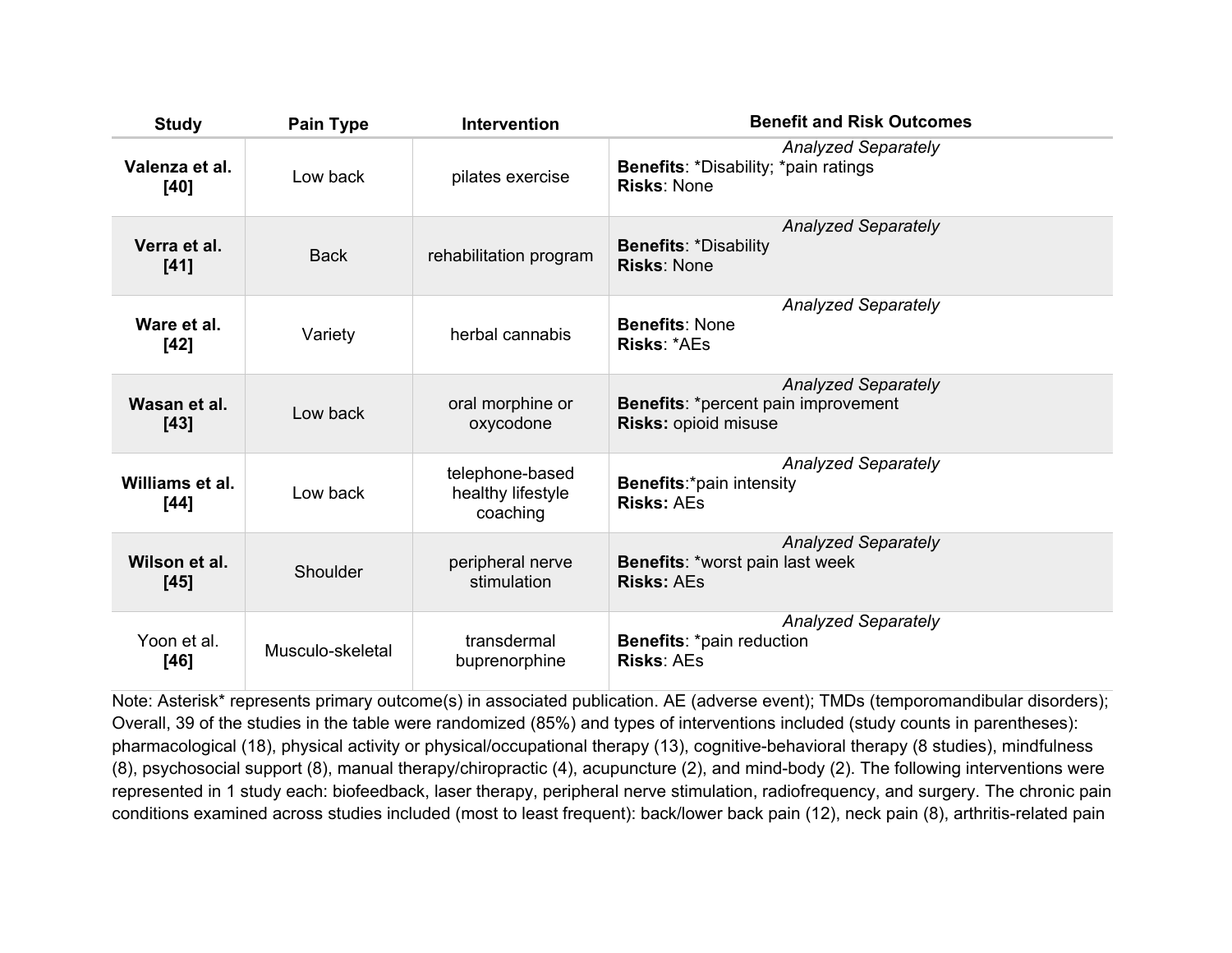| Study | Pain Type | Intervention | Benefit and Risk Outcomes |
|---|---|---|---|
| **Valenza et al. [40]** | Low back | pilates exercise | *Analyzed Separately*<br>**Benefits**: *Disability; *pain ratings<br>**Risks**: None |
| **Verra et al. [41]** | Back | rehabilitation program | *Analyzed Separately*<br>**Benefits**: *Disability<br>**Risks**: None |
| **Ware et al. [42]** | Variety | herbal cannabis | *Analyzed Separately*<br>**Benefits**: None<br>**Risks**: *AEs |
| **Wasan et al. [43]** | Low back | oral morphine or oxycodone | *Analyzed Separately*<br>**Benefits**: *percent pain improvement<br>**Risks:** opioid misuse |
| **Williams et al. [44]** | Low back | telephone-based healthy lifestyle coaching | *Analyzed Separately*<br>**Benefits**:*pain intensity<br>**Risks:** AEs |
| **Wilson et al. [45]** | Shoulder | peripheral nerve stimulation | *Analyzed Separately*<br>**Benefits**: *worst pain last week<br>**Risks:** AEs |
| Yoon et al. **[46]** | Musculo-skeletal | transdermal buprenorphine | *Analyzed Separately*<br>**Benefits**: *pain reduction<br>**Risks**: AEs |

Note: Asterisk* represents primary outcome(s) in associated publication. AE (adverse event); TMDs (temporomandibular disorders); Overall, 39 of the studies in the table were randomized (85%) and types of interventions included (study counts in parentheses): pharmacological (18), physical activity or physical/occupational therapy (13), cognitive-behavioral therapy (8 studies), mindfulness (8), psychosocial support (8), manual therapy/chiropractic (4), acupuncture (2), and mind-body (2). The following interventions were represented in 1 study each: biofeedback, laser therapy, peripheral nerve stimulation, radiofrequency, and surgery. The chronic pain conditions examined across studies included (most to least frequent): back/lower back pain (12), neck pain (8), arthritis-related pain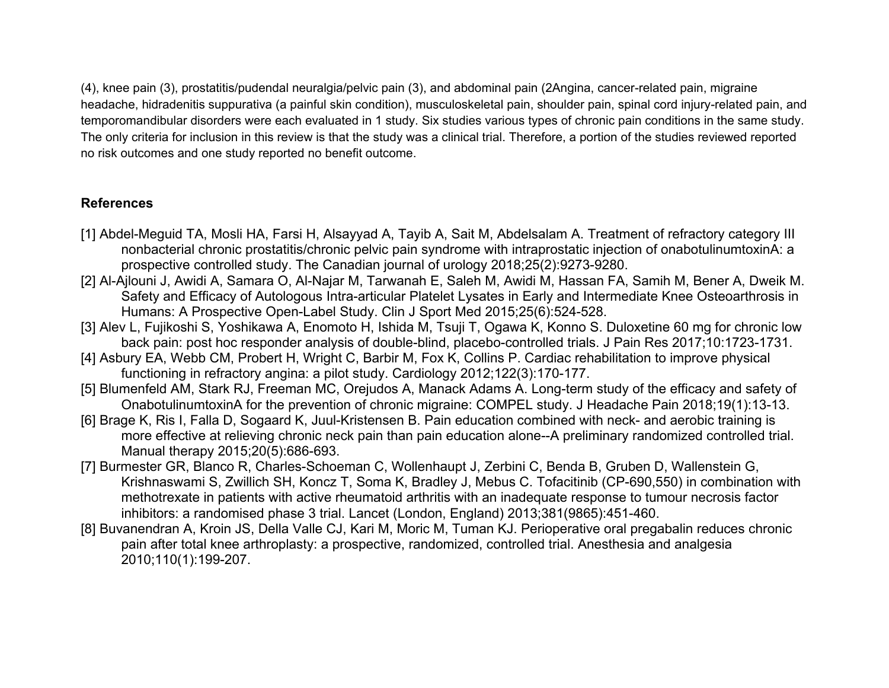(4), knee pain (3), prostatitis/pudendal neuralgia/pelvic pain (3), and abdominal pain (2Angina, cancer-related pain, migraine headache, hidradenitis suppurativa (a painful skin condition), musculoskeletal pain, shoulder pain, spinal cord injury-related pain, and temporomandibular disorders were each evaluated in 1 study. Six studies various types of chronic pain conditions in the same study. The only criteria for inclusion in this review is that the study was a clinical trial. Therefore, a portion of the studies reviewed reported no risk outcomes and one study reported no benefit outcome.

## References

[1] Abdel-Meguid TA, Mosli HA, Farsi H, Alsayyad A, Tayib A, Sait M, Abdelsalam A. Treatment of refractory category III nonbacterial chronic prostatitis/chronic pelvic pain syndrome with intraprostatic injection of onabotulinumtoxinA: a prospective controlled study. The Canadian journal of urology 2018;25(2):9273-9280.

[2] Al-Ajlouni J, Awidi A, Samara O, Al-Najar M, Tarwanah E, Saleh M, Awidi M, Hassan FA, Samih M, Bener A, Dweik M. Safety and Efficacy of Autologous Intra-articular Platelet Lysates in Early and Intermediate Knee Osteoarthrosis in Humans: A Prospective Open-Label Study. Clin J Sport Med 2015;25(6):524-528.

[3] Alev L, Fujikoshi S, Yoshikawa A, Enomoto H, Ishida M, Tsuji T, Ogawa K, Konno S. Duloxetine 60 mg for chronic low back pain: post hoc responder analysis of double-blind, placebo-controlled trials. J Pain Res 2017;10:1723-1731.

[4] Asbury EA, Webb CM, Probert H, Wright C, Barbir M, Fox K, Collins P. Cardiac rehabilitation to improve physical functioning in refractory angina: a pilot study. Cardiology 2012;122(3):170-177.

[5] Blumenfeld AM, Stark RJ, Freeman MC, Orejudos A, Manack Adams A. Long-term study of the efficacy and safety of OnabotulinumtoxinA for the prevention of chronic migraine: COMPEL study. J Headache Pain 2018;19(1):13-13.

[6] Brage K, Ris I, Falla D, Sogaard K, Juul-Kristensen B. Pain education combined with neck- and aerobic training is more effective at relieving chronic neck pain than pain education alone--A preliminary randomized controlled trial. Manual therapy 2015;20(5):686-693.

[7] Burmester GR, Blanco R, Charles-Schoeman C, Wollenhaupt J, Zerbini C, Benda B, Gruben D, Wallenstein G, Krishnaswami S, Zwillich SH, Koncz T, Soma K, Bradley J, Mebus C. Tofacitinib (CP-690,550) in combination with methotrexate in patients with active rheumatoid arthritis with an inadequate response to tumour necrosis factor inhibitors: a randomised phase 3 trial. Lancet (London, England) 2013;381(9865):451-460.

[8] Buvanendran A, Kroin JS, Della Valle CJ, Kari M, Moric M, Tuman KJ. Perioperative oral pregabalin reduces chronic pain after total knee arthroplasty: a prospective, randomized, controlled trial. Anesthesia and analgesia 2010;110(1):199-207.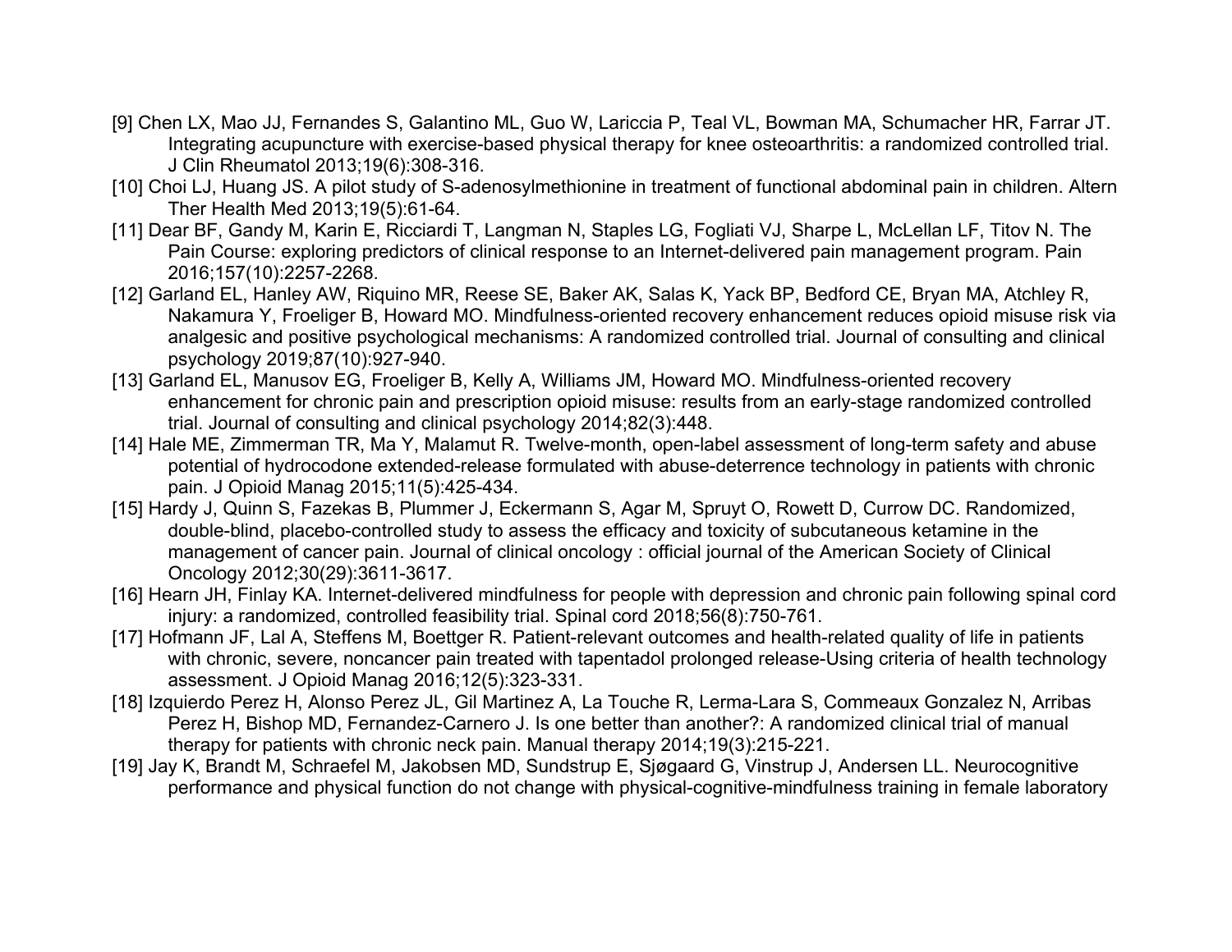[9] Chen LX, Mao JJ, Fernandes S, Galantino ML, Guo W, Lariccia P, Teal VL, Bowman MA, Schumacher HR, Farrar JT. Integrating acupuncture with exercise-based physical therapy for knee osteoarthritis: a randomized controlled trial. J Clin Rheumatol 2013;19(6):308-316.

[10] Choi LJ, Huang JS. A pilot study of S-adenosylmethionine in treatment of functional abdominal pain in children. Altern Ther Health Med 2013;19(5):61-64.

[11] Dear BF, Gandy M, Karin E, Ricciardi T, Langman N, Staples LG, Fogliati VJ, Sharpe L, McLellan LF, Titov N. The Pain Course: exploring predictors of clinical response to an Internet-delivered pain management program. Pain 2016;157(10):2257-2268.

[12] Garland EL, Hanley AW, Riquino MR, Reese SE, Baker AK, Salas K, Yack BP, Bedford CE, Bryan MA, Atchley R, Nakamura Y, Froeliger B, Howard MO. Mindfulness-oriented recovery enhancement reduces opioid misuse risk via analgesic and positive psychological mechanisms: A randomized controlled trial. Journal of consulting and clinical psychology 2019;87(10):927-940.

[13] Garland EL, Manusov EG, Froeliger B, Kelly A, Williams JM, Howard MO. Mindfulness-oriented recovery enhancement for chronic pain and prescription opioid misuse: results from an early-stage randomized controlled trial. Journal of consulting and clinical psychology 2014;82(3):448.

[14] Hale ME, Zimmerman TR, Ma Y, Malamut R. Twelve-month, open-label assessment of long-term safety and abuse potential of hydrocodone extended-release formulated with abuse-deterrence technology in patients with chronic pain. J Opioid Manag 2015;11(5):425-434.

[15] Hardy J, Quinn S, Fazekas B, Plummer J, Eckermann S, Agar M, Spruyt O, Rowett D, Currow DC. Randomized, double-blind, placebo-controlled study to assess the efficacy and toxicity of subcutaneous ketamine in the management of cancer pain. Journal of clinical oncology : official journal of the American Society of Clinical Oncology 2012;30(29):3611-3617.

[16] Hearn JH, Finlay KA. Internet-delivered mindfulness for people with depression and chronic pain following spinal cord injury: a randomized, controlled feasibility trial. Spinal cord 2018;56(8):750-761.

[17] Hofmann JF, Lal A, Steffens M, Boettger R. Patient-relevant outcomes and health-related quality of life in patients with chronic, severe, noncancer pain treated with tapentadol prolonged release-Using criteria of health technology assessment. J Opioid Manag 2016;12(5):323-331.

[18] Izquierdo Perez H, Alonso Perez JL, Gil Martinez A, La Touche R, Lerma-Lara S, Commeaux Gonzalez N, Arribas Perez H, Bishop MD, Fernandez-Carnero J. Is one better than another?: A randomized clinical trial of manual therapy for patients with chronic neck pain. Manual therapy 2014;19(3):215-221.

[19] Jay K, Brandt M, Schraefel M, Jakobsen MD, Sundstrup E, Sjøgaard G, Vinstrup J, Andersen LL. Neurocognitive performance and physical function do not change with physical-cognitive-mindfulness training in female laboratory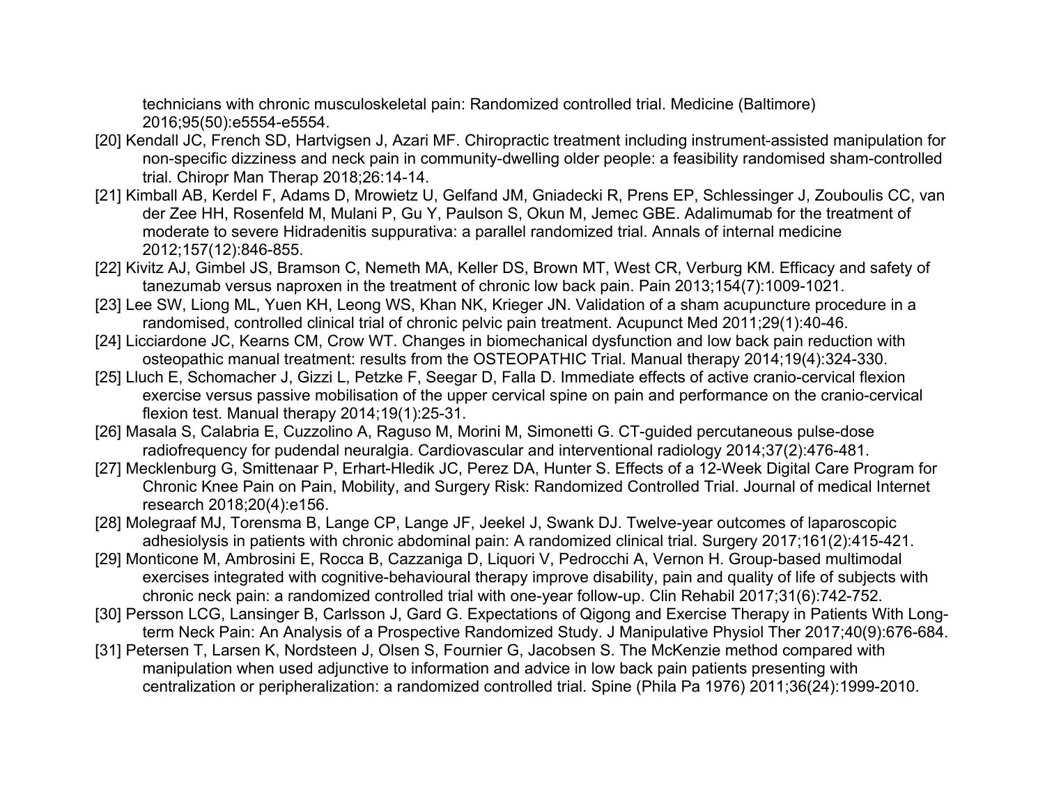technicians with chronic musculoskeletal pain: Randomized controlled trial. Medicine (Baltimore) 2016;95(50):e5554-e5554.

[20] Kendall JC, French SD, Hartvigsen J, Azari MF. Chiropractic treatment including instrument-assisted manipulation for non-specific dizziness and neck pain in community-dwelling older people: a feasibility randomised sham-controlled trial. Chiropr Man Therap 2018;26:14-14.

[21] Kimball AB, Kerdel F, Adams D, Mrowietz U, Gelfand JM, Gniadecki R, Prens EP, Schlessinger J, Zouboulis CC, van der Zee HH, Rosenfeld M, Mulani P, Gu Y, Paulson S, Okun M, Jemec GBE. Adalimumab for the treatment of moderate to severe Hidradenitis suppurativa: a parallel randomized trial. Annals of internal medicine 2012;157(12):846-855.

[22] Kivitz AJ, Gimbel JS, Bramson C, Nemeth MA, Keller DS, Brown MT, West CR, Verburg KM. Efficacy and safety of tanezumab versus naproxen in the treatment of chronic low back pain. Pain 2013;154(7):1009-1021.

[23] Lee SW, Liong ML, Yuen KH, Leong WS, Khan NK, Krieger JN. Validation of a sham acupuncture procedure in a randomised, controlled clinical trial of chronic pelvic pain treatment. Acupunct Med 2011;29(1):40-46.

[24] Licciardone JC, Kearns CM, Crow WT. Changes in biomechanical dysfunction and low back pain reduction with osteopathic manual treatment: results from the OSTEOPATHIC Trial. Manual therapy 2014;19(4):324-330.

[25] Lluch E, Schomacher J, Gizzi L, Petzke F, Seegar D, Falla D. Immediate effects of active cranio-cervical flexion exercise versus passive mobilisation of the upper cervical spine on pain and performance on the cranio-cervical flexion test. Manual therapy 2014;19(1):25-31.

[26] Masala S, Calabria E, Cuzzolino A, Raguso M, Morini M, Simonetti G. CT-guided percutaneous pulse-dose radiofrequency for pudendal neuralgia. Cardiovascular and interventional radiology 2014;37(2):476-481.

[27] Mecklenburg G, Smittenaar P, Erhart-Hledik JC, Perez DA, Hunter S. Effects of a 12-Week Digital Care Program for Chronic Knee Pain on Pain, Mobility, and Surgery Risk: Randomized Controlled Trial. Journal of medical Internet research 2018;20(4):e156.

[28] Molegraaf MJ, Torensma B, Lange CP, Lange JF, Jeekel J, Swank DJ. Twelve-year outcomes of laparoscopic adhesiolysis in patients with chronic abdominal pain: A randomized clinical trial. Surgery 2017;161(2):415-421.

[29] Monticone M, Ambrosini E, Rocca B, Cazzaniga D, Liquori V, Pedrocchi A, Vernon H. Group-based multimodal exercises integrated with cognitive-behavioural therapy improve disability, pain and quality of life of subjects with chronic neck pain: a randomized controlled trial with one-year follow-up. Clin Rehabil 2017;31(6):742-752.

[30] Persson LCG, Lansinger B, Carlsson J, Gard G. Expectations of Qigong and Exercise Therapy in Patients With Long-term Neck Pain: An Analysis of a Prospective Randomized Study. J Manipulative Physiol Ther 2017;40(9):676-684.

[31] Petersen T, Larsen K, Nordsteen J, Olsen S, Fournier G, Jacobsen S. The McKenzie method compared with manipulation when used adjunctive to information and advice in low back pain patients presenting with centralization or peripheralization: a randomized controlled trial. Spine (Phila Pa 1976) 2011;36(24):1999-2010.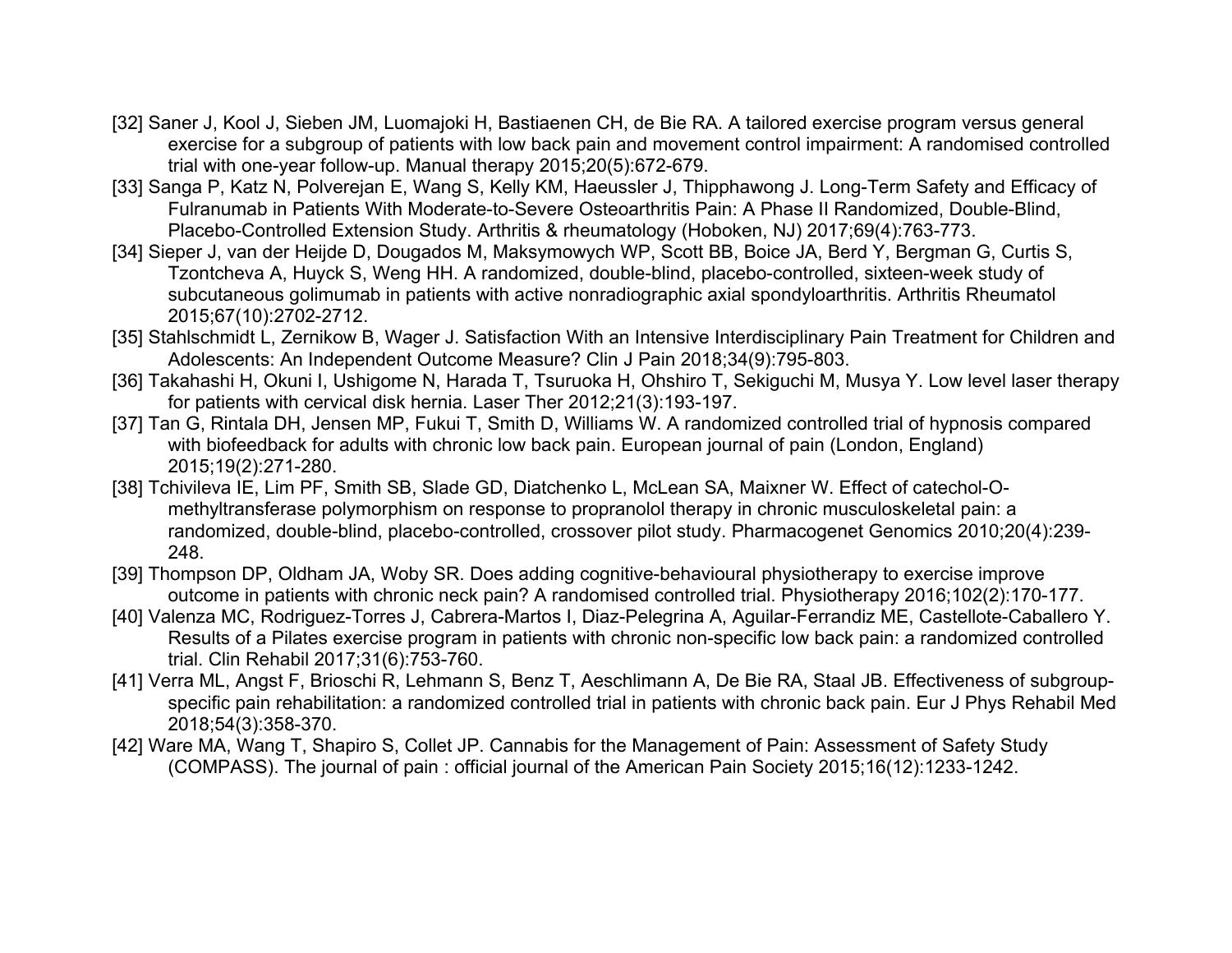[32] Saner J, Kool J, Sieben JM, Luomajoki H, Bastiaenen CH, de Bie RA. A tailored exercise program versus general exercise for a subgroup of patients with low back pain and movement control impairment: A randomised controlled trial with one-year follow-up. Manual therapy 2015;20(5):672-679.

[33] Sanga P, Katz N, Polverejan E, Wang S, Kelly KM, Haeussler J, Thipphawong J. Long-Term Safety and Efficacy of Fulranumab in Patients With Moderate-to-Severe Osteoarthritis Pain: A Phase II Randomized, Double-Blind, Placebo-Controlled Extension Study. Arthritis & rheumatology (Hoboken, NJ) 2017;69(4):763-773.

[34] Sieper J, van der Heijde D, Dougados M, Maksymowych WP, Scott BB, Boice JA, Berd Y, Bergman G, Curtis S, Tzontcheva A, Huyck S, Weng HH. A randomized, double-blind, placebo-controlled, sixteen-week study of subcutaneous golimumab in patients with active nonradiographic axial spondyloarthritis. Arthritis Rheumatol 2015;67(10):2702-2712.

[35] Stahlschmidt L, Zernikow B, Wager J. Satisfaction With an Intensive Interdisciplinary Pain Treatment for Children and Adolescents: An Independent Outcome Measure? Clin J Pain 2018;34(9):795-803.

[36] Takahashi H, Okuni I, Ushigome N, Harada T, Tsuruoka H, Ohshiro T, Sekiguchi M, Musya Y. Low level laser therapy for patients with cervical disk hernia. Laser Ther 2012;21(3):193-197.

[37] Tan G, Rintala DH, Jensen MP, Fukui T, Smith D, Williams W. A randomized controlled trial of hypnosis compared with biofeedback for adults with chronic low back pain. European journal of pain (London, England) 2015;19(2):271-280.

[38] Tchivileva IE, Lim PF, Smith SB, Slade GD, Diatchenko L, McLean SA, Maixner W. Effect of catechol-O-methyltransferase polymorphism on response to propranolol therapy in chronic musculoskeletal pain: a randomized, double-blind, placebo-controlled, crossover pilot study. Pharmacogenet Genomics 2010;20(4):239-248.

[39] Thompson DP, Oldham JA, Woby SR. Does adding cognitive-behavioural physiotherapy to exercise improve outcome in patients with chronic neck pain? A randomised controlled trial. Physiotherapy 2016;102(2):170-177.

[40] Valenza MC, Rodriguez-Torres J, Cabrera-Martos I, Diaz-Pelegrina A, Aguilar-Ferrandiz ME, Castellote-Caballero Y. Results of a Pilates exercise program in patients with chronic non-specific low back pain: a randomized controlled trial. Clin Rehabil 2017;31(6):753-760.

[41] Verra ML, Angst F, Brioschi R, Lehmann S, Benz T, Aeschlimann A, De Bie RA, Staal JB. Effectiveness of subgroup-specific pain rehabilitation: a randomized controlled trial in patients with chronic back pain. Eur J Phys Rehabil Med 2018;54(3):358-370.

[42] Ware MA, Wang T, Shapiro S, Collet JP. Cannabis for the Management of Pain: Assessment of Safety Study (COMPASS). The journal of pain : official journal of the American Pain Society 2015;16(12):1233-1242.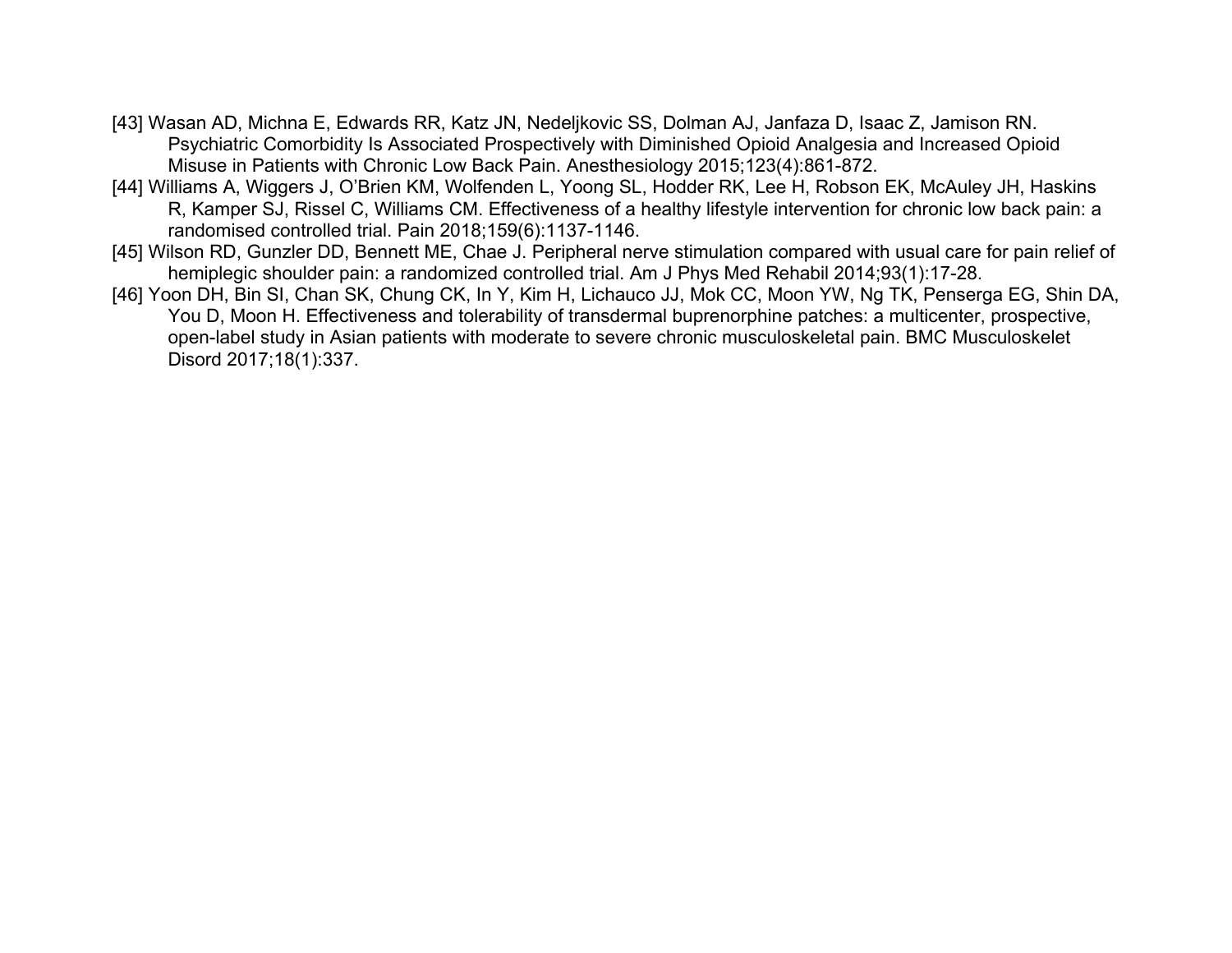[43] Wasan AD, Michna E, Edwards RR, Katz JN, Nedeljkovic SS, Dolman AJ, Janfaza D, Isaac Z, Jamison RN. Psychiatric Comorbidity Is Associated Prospectively with Diminished Opioid Analgesia and Increased Opioid Misuse in Patients with Chronic Low Back Pain. Anesthesiology 2015;123(4):861-872.

[44] Williams A, Wiggers J, O'Brien KM, Wolfenden L, Yoong SL, Hodder RK, Lee H, Robson EK, McAuley JH, Haskins R, Kamper SJ, Rissel C, Williams CM. Effectiveness of a healthy lifestyle intervention for chronic low back pain: a randomised controlled trial. Pain 2018;159(6):1137-1146.

[45] Wilson RD, Gunzler DD, Bennett ME, Chae J. Peripheral nerve stimulation compared with usual care for pain relief of hemiplegic shoulder pain: a randomized controlled trial. Am J Phys Med Rehabil 2014;93(1):17-28.

[46] Yoon DH, Bin SI, Chan SK, Chung CK, In Y, Kim H, Lichauco JJ, Mok CC, Moon YW, Ng TK, Penserga EG, Shin DA, You D, Moon H. Effectiveness and tolerability of transdermal buprenorphine patches: a multicenter, prospective, open-label study in Asian patients with moderate to severe chronic musculoskeletal pain. BMC Musculoskelet Disord 2017;18(1):337.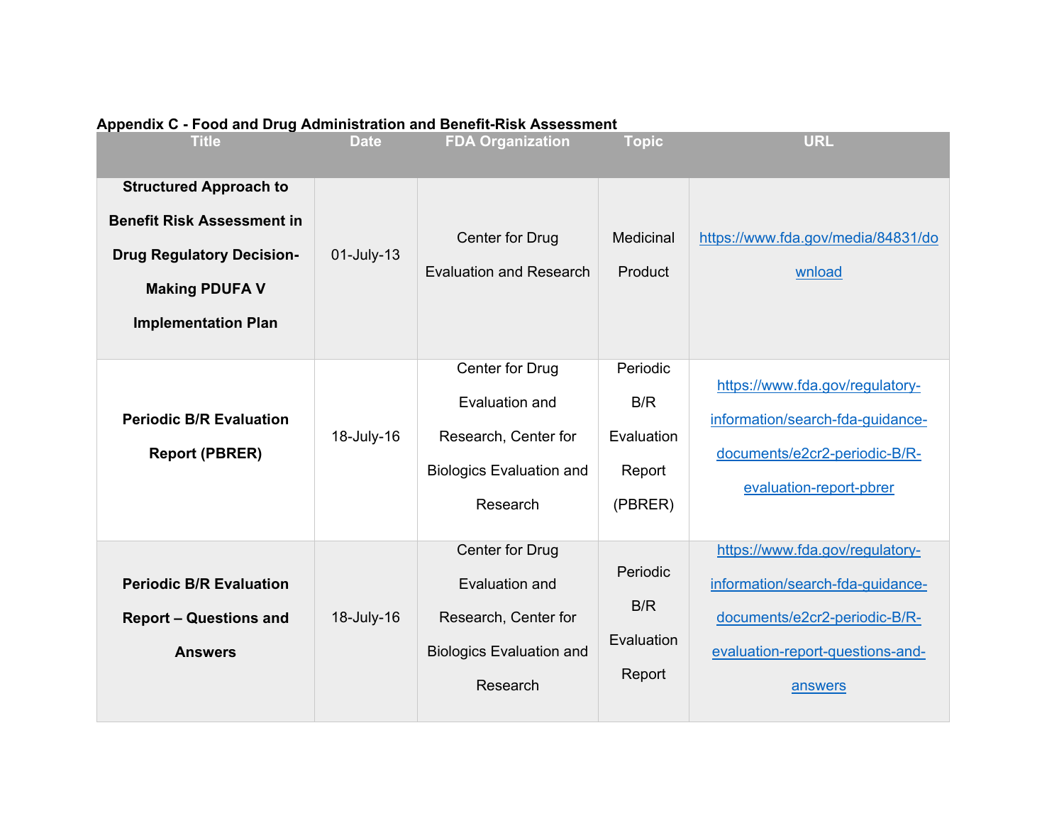**Appendix C - Food and Drug Administration and Benefit-Risk Assessment**

| Title | Date | FDA Organization | Topic | URL |
|---|---|---|---|---|
| **Structured Approach to Benefit Risk Assessment in Drug Regulatory Decision-Making PDUFA V Implementation Plan** | 01-July-13 | Center for Drug Evaluation and Research | Medicinal Product | https://www.fda.gov/media/84831/download |
| **Periodic B/R Evaluation Report (PBRER)** | 18-July-16 | Center for Drug Evaluation and Research, Center for Biologics Evaluation and Research | Periodic B/R Evaluation Report (PBRER) | https://www.fda.gov/regulatory-information/search-fda-guidance-documents/e2cr2-periodic-B/R-evaluation-report-pbrer |
| **Periodic B/R Evaluation Report – Questions and Answers** | 18-July-16 | Center for Drug Evaluation and Research, Center for Biologics Evaluation and Research | Periodic B/R Evaluation Report | https://www.fda.gov/regulatory-information/search-fda-guidance-documents/e2cr2-periodic-B/R-evaluation-report-questions-and-answers |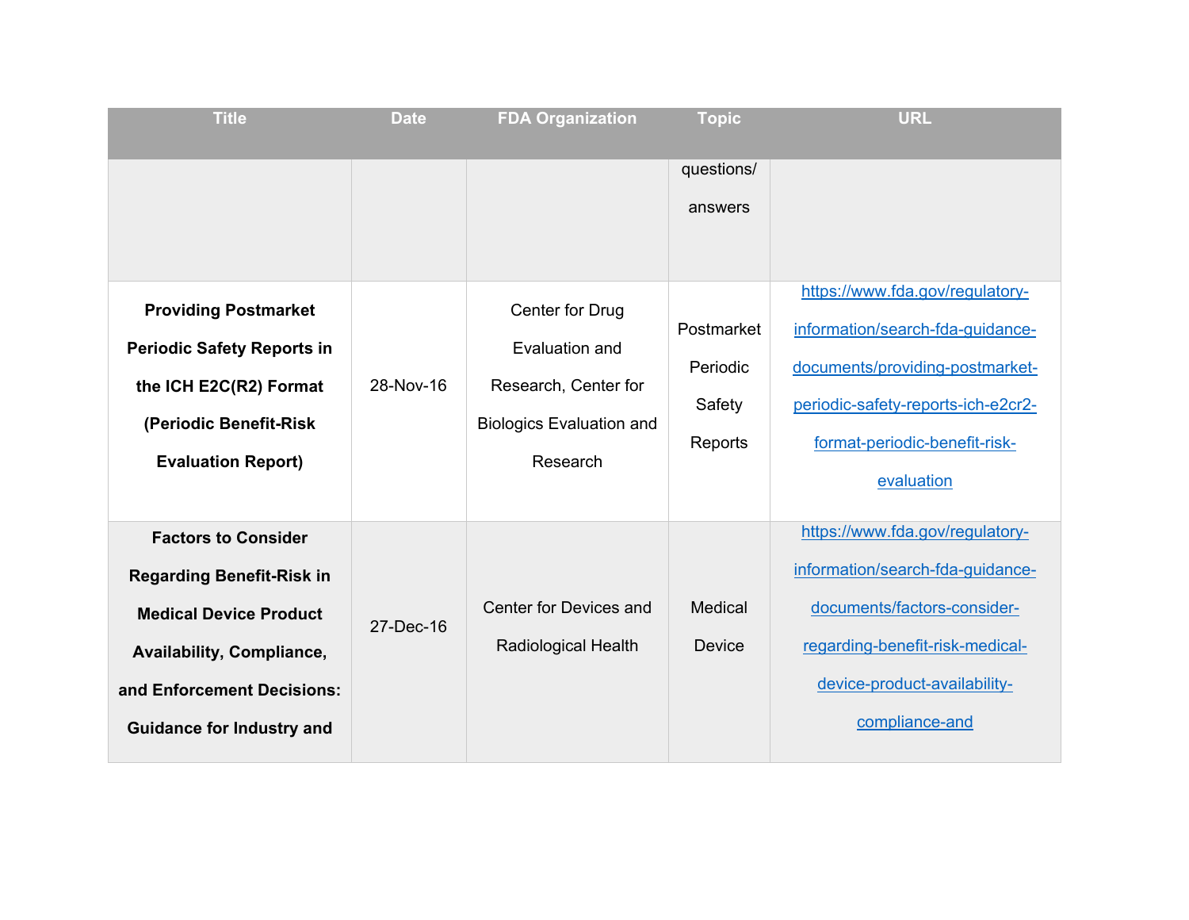| Title | Date | FDA Organization | Topic | URL |
| --- | --- | --- | --- | --- |
| | | | questions/ answers | |
| **Providing Postmarket Periodic Safety Reports in the ICH E2C(R2) Format (Periodic Benefit-Risk Evaluation Report)** | 28-Nov-16 | Center for Drug Evaluation and Research, Center for Biologics Evaluation and Research | Postmarket Periodic Safety Reports | https://www.fda.gov/regulatory-information/search-fda-guidance-documents/providing-postmarket-periodic-safety-reports-ich-e2cr2-format-periodic-benefit-risk-evaluation |
| **Factors to Consider Regarding Benefit-Risk in Medical Device Product Availability, Compliance, and Enforcement Decisions: Guidance for Industry and** | 27-Dec-16 | Center for Devices and Radiological Health | Medical Device | https://www.fda.gov/regulatory-information/search-fda-guidance-documents/factors-consider-regarding-benefit-risk-medical-device-product-availability-compliance-and |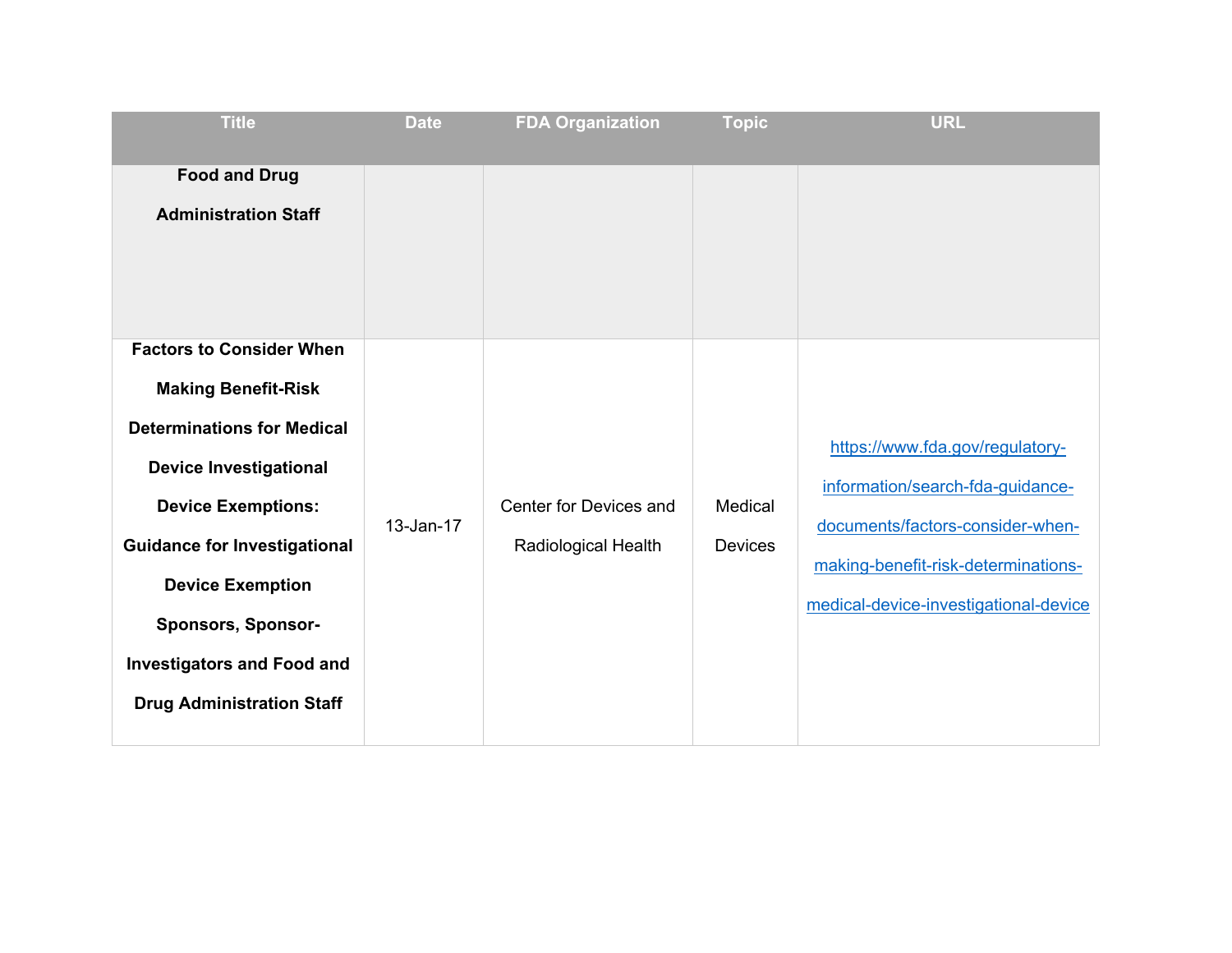| Title | Date | FDA Organization | Topic | URL |
|---|---|---|---|---|
| **Food and Drug Administration Staff** | | | | |
| **Factors to Consider When Making Benefit-Risk Determinations for Medical Device Investigational Device Exemptions: Guidance for Investigational Device Exemption Sponsors, Sponsor-Investigators and Food and Drug Administration Staff** | 13-Jan-17 | Center for Devices and Radiological Health | Medical Devices | https://www.fda.gov/regulatory-information/search-fda-guidance-documents/factors-consider-when-making-benefit-risk-determinations-medical-device-investigational-device |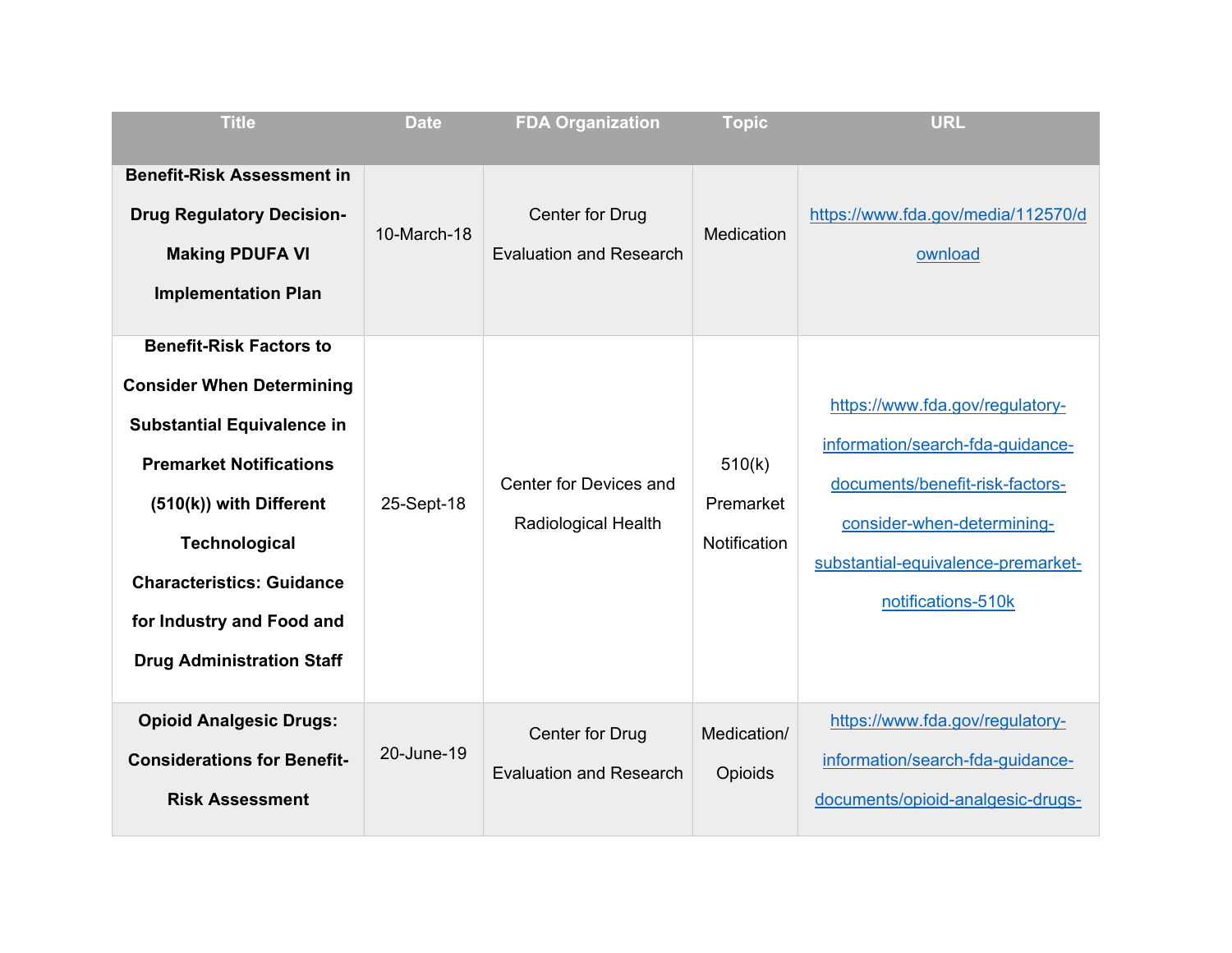| Title | Date | FDA Organization | Topic | URL |
| --- | --- | --- | --- | --- |
| **Benefit-Risk Assessment in Drug Regulatory Decision-Making PDUFA VI Implementation Plan** | 10-March-18 | Center for Drug Evaluation and Research | Medication | https://www.fda.gov/media/112570/download |
| **Benefit-Risk Factors to Consider When Determining Substantial Equivalence in Premarket Notifications (510(k)) with Different Technological Characteristics: Guidance for Industry and Food and Drug Administration Staff** | 25-Sept-18 | Center for Devices and Radiological Health | 510(k) Premarket Notification | https://www.fda.gov/regulatory-information/search-fda-guidance-documents/benefit-risk-factors-consider-when-determining-substantial-equivalence-premarket-notifications-510k |
| **Opioid Analgesic Drugs: Considerations for Benefit-Risk Assessment** | 20-June-19 | Center for Drug Evaluation and Research | Medication/ Opioids | https://www.fda.gov/regulatory-information/search-fda-guidance-documents/opioid-analgesic-drugs- |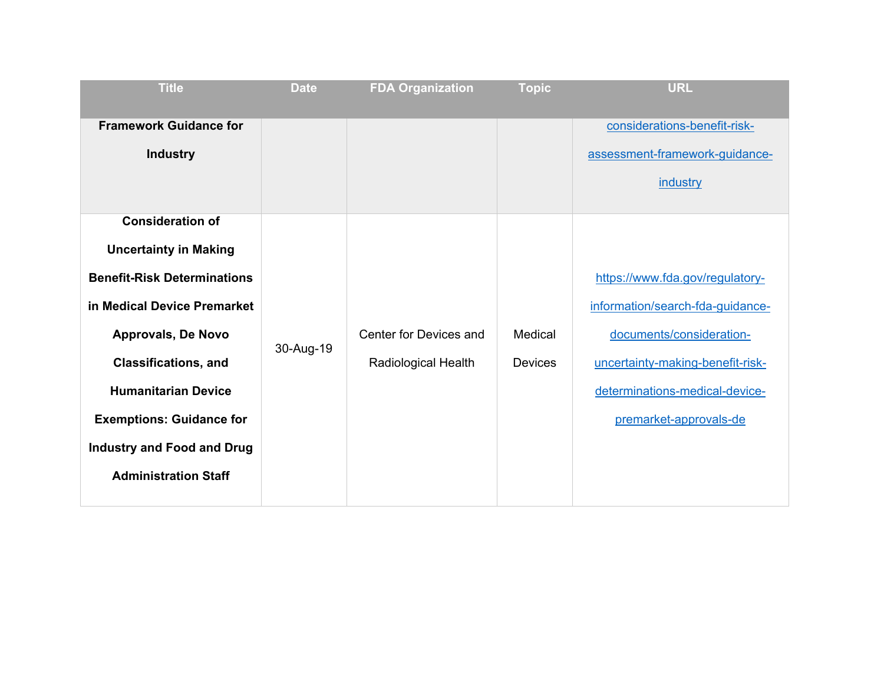| Title | Date | FDA Organization | Topic | URL |
|---|---|---|---|---|
| **Framework Guidance for Industry** | | | | considerations-benefit-risk-assessment-framework-guidance-industry |
| **Consideration of Uncertainty in Making Benefit-Risk Determinations in Medical Device Premarket Approvals, De Novo Classifications, and Humanitarian Device Exemptions: Guidance for Industry and Food and Drug Administration Staff** | 30-Aug-19 | Center for Devices and Radiological Health | Medical Devices | https://www.fda.gov/regulatory-information/search-fda-guidance-documents/consideration-uncertainty-making-benefit-risk-determinations-medical-device-premarket-approvals-de |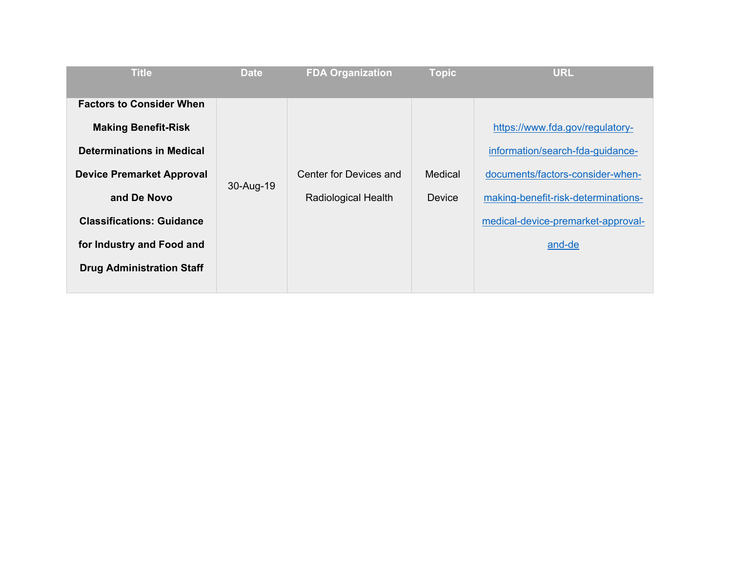| Title | Date | FDA Organization | Topic | URL |
|---|---|---|---|---|
| **Factors to Consider When Making Benefit-Risk Determinations in Medical Device Premarket Approval and De Novo Classifications: Guidance for Industry and Food and Drug Administration Staff** | 30-Aug-19 | Center for Devices and Radiological Health | Medical Device | https://www.fda.gov/regulatory-information/search-fda-guidance-documents/factors-consider-when-making-benefit-risk-determinations-medical-device-premarket-approval-and-de |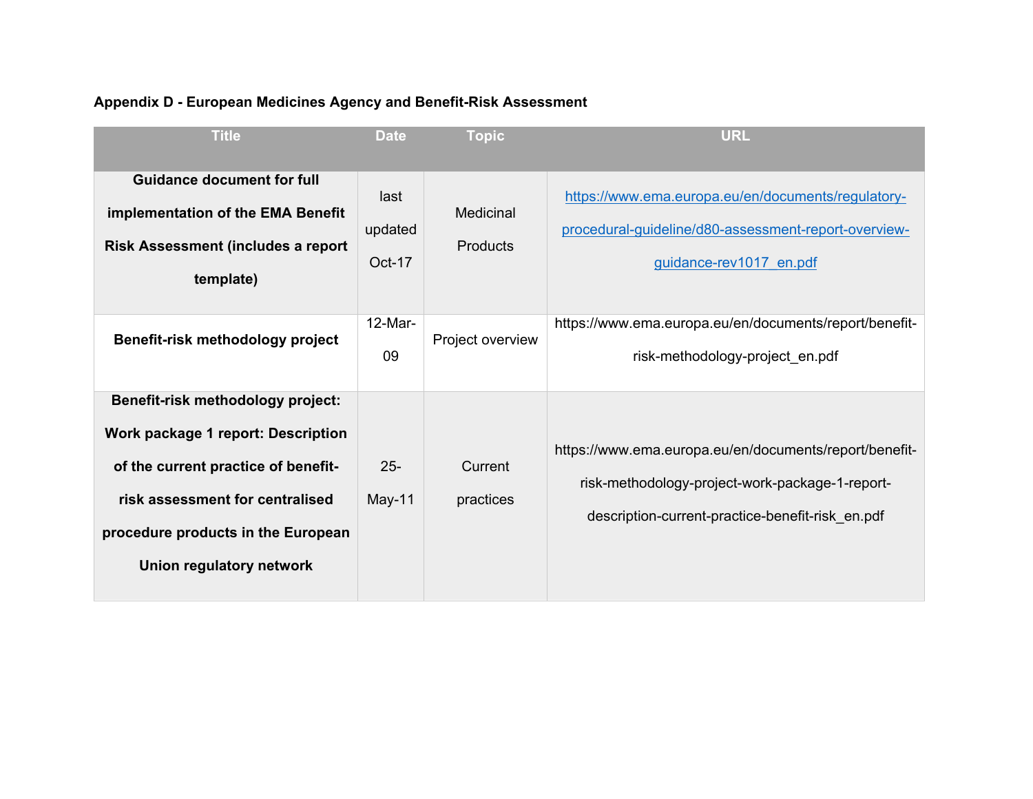**Appendix D - European Medicines Agency and Benefit-Risk Assessment**

| Title | Date | Topic | URL |
|---|---|---|---|
| **Guidance document for full implementation of the EMA Benefit Risk Assessment (includes a report template)** | last updated Oct-17 | Medicinal Products | https://www.ema.europa.eu/en/documents/regulatory-procedural-guideline/d80-assessment-report-overview-guidance-rev1017_en.pdf |
| **Benefit-risk methodology project** | 12-Mar-09 | Project overview | https://www.ema.europa.eu/en/documents/report/benefit-risk-methodology-project_en.pdf |
| **Benefit-risk methodology project: Work package 1 report: Description of the current practice of benefit-risk assessment for centralised procedure products in the European Union regulatory network** | 25-May-11 | Current practices | https://www.ema.europa.eu/en/documents/report/benefit-risk-methodology-project-work-package-1-report-description-current-practice-benefit-risk_en.pdf |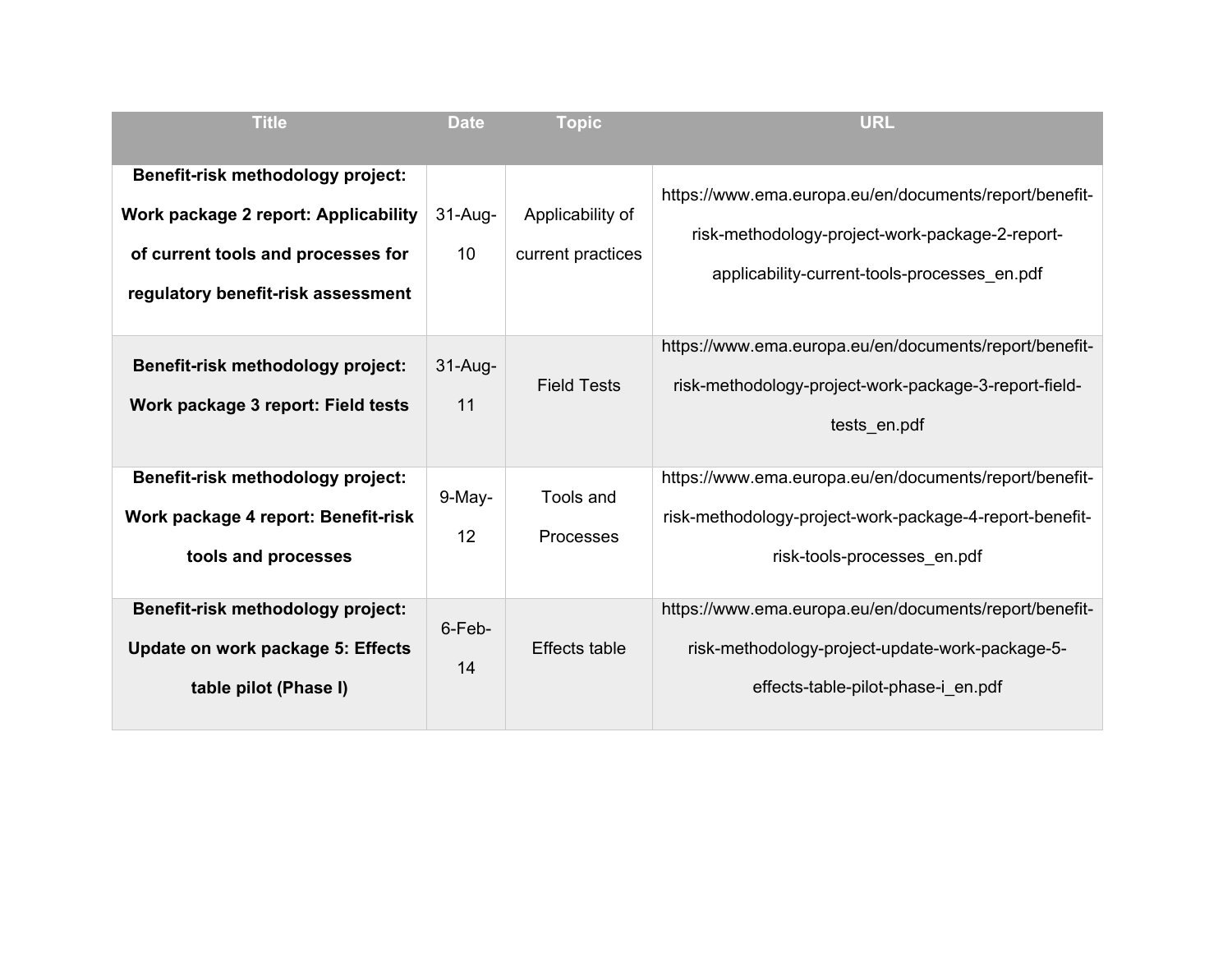| Title | Date | Topic | URL |
|---|---|---|---|
| **Benefit-risk methodology project: Work package 2 report: Applicability of current tools and processes for regulatory benefit-risk assessment** | 31-Aug-10 | Applicability of current practices | https://www.ema.europa.eu/en/documents/report/benefit-risk-methodology-project-work-package-2-report-applicability-current-tools-processes_en.pdf |
| **Benefit-risk methodology project: Work package 3 report: Field tests** | 31-Aug-11 | Field Tests | https://www.ema.europa.eu/en/documents/report/benefit-risk-methodology-project-work-package-3-report-field-tests_en.pdf |
| **Benefit-risk methodology project: Work package 4 report: Benefit-risk tools and processes** | 9-May-12 | Tools and Processes | https://www.ema.europa.eu/en/documents/report/benefit-risk-methodology-project-work-package-4-report-benefit-risk-tools-processes_en.pdf |
| **Benefit-risk methodology project: Update on work package 5: Effects table pilot (Phase I)** | 6-Feb-14 | Effects table | https://www.ema.europa.eu/en/documents/report/benefit-risk-methodology-project-update-work-package-5-effects-table-pilot-phase-i_en.pdf |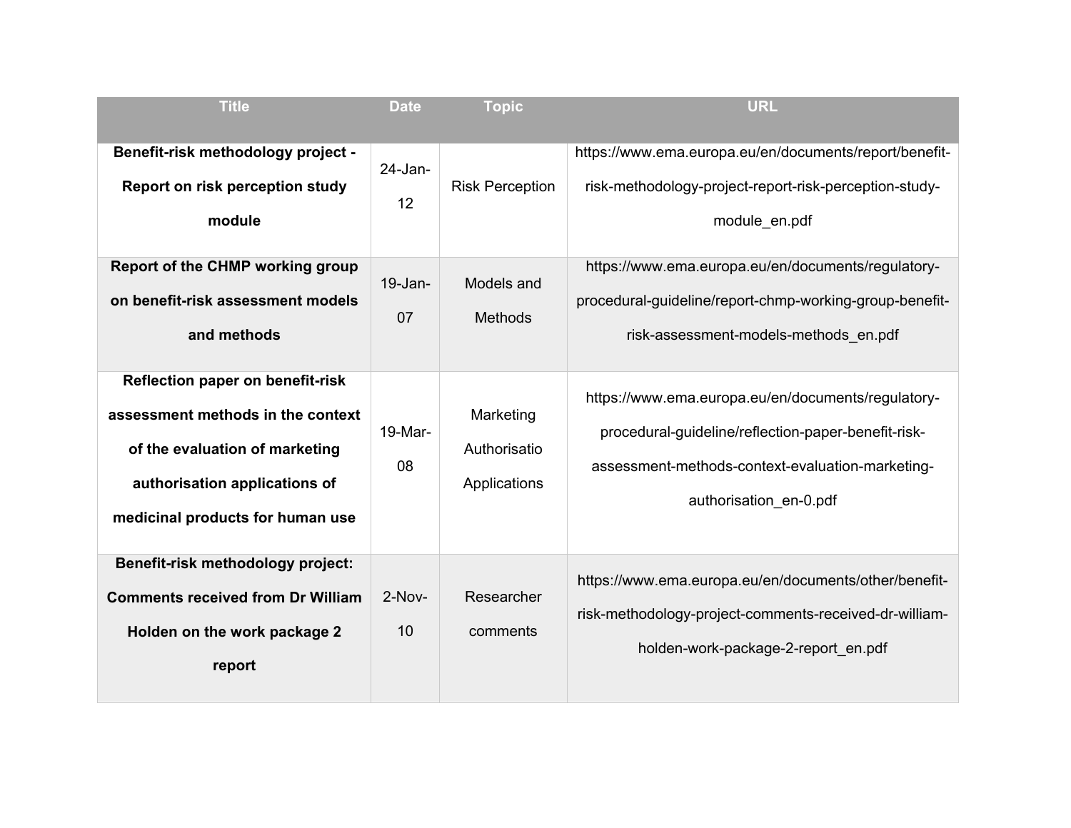| Title | Date | Topic | URL |
|---|---|---|---|
| **Benefit-risk methodology project - Report on risk perception study module** | 24-Jan-12 | Risk Perception | https://www.ema.europa.eu/en/documents/report/benefit-risk-methodology-project-report-risk-perception-study-module_en.pdf |
| **Report of the CHMP working group on benefit-risk assessment models and methods** | 19-Jan-07 | Models and Methods | https://www.ema.europa.eu/en/documents/regulatory-procedural-guideline/report-chmp-working-group-benefit-risk-assessment-models-methods_en.pdf |
| **Reflection paper on benefit-risk assessment methods in the context of the evaluation of marketing authorisation applications of medicinal products for human use** | 19-Mar-08 | Marketing Authorisatio Applications | https://www.ema.europa.eu/en/documents/regulatory-procedural-guideline/reflection-paper-benefit-risk-assessment-methods-context-evaluation-marketing-authorisation_en-0.pdf |
| **Benefit-risk methodology project: Comments received from Dr William Holden on the work package 2 report** | 2-Nov-10 | Researcher comments | https://www.ema.europa.eu/en/documents/other/benefit-risk-methodology-project-comments-received-dr-william-holden-work-package-2-report_en.pdf |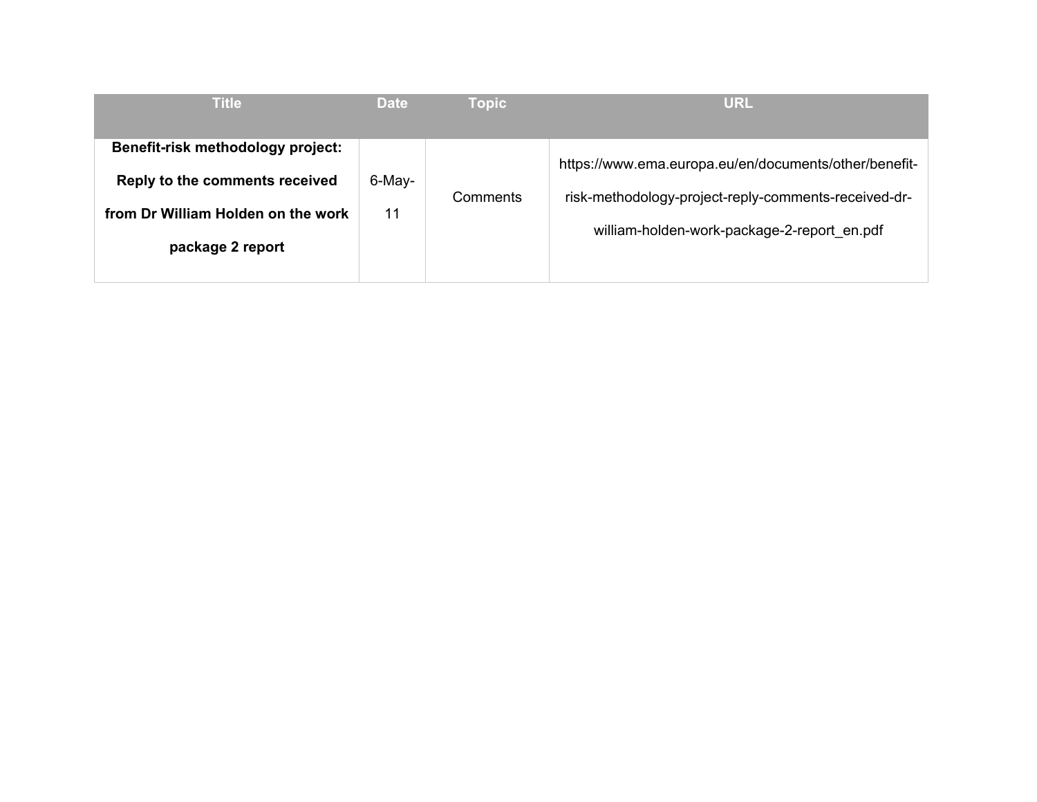| Title | Date | Topic | URL |
| --- | --- | --- | --- |
| **Benefit-risk methodology project: Reply to the comments received from Dr William Holden on the work package 2 report** | 6-May-11 | Comments | https://www.ema.europa.eu/en/documents/other/benefit-risk-methodology-project-reply-comments-received-dr-william-holden-work-package-2-report_en.pdf |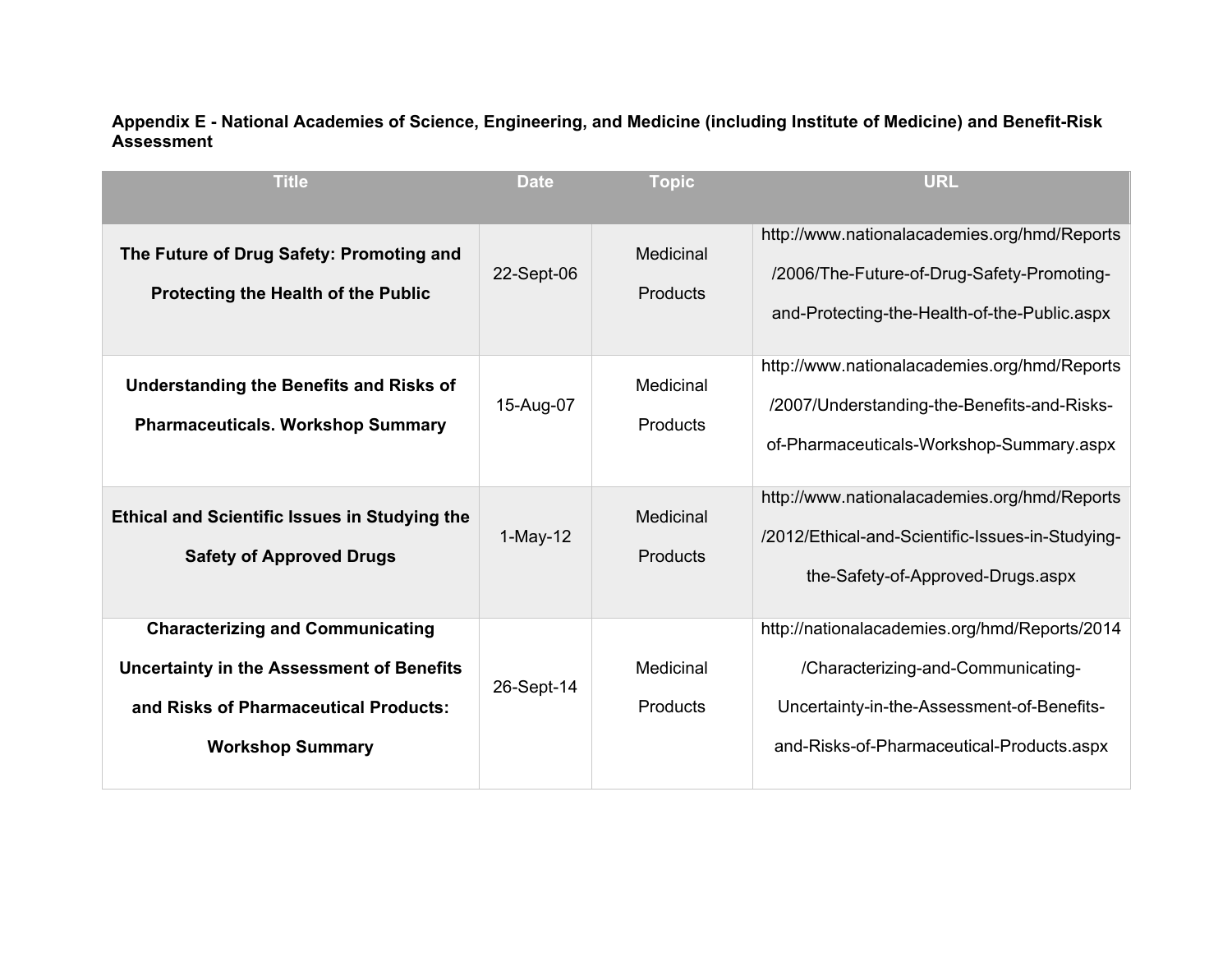**Appendix E - National Academies of Science, Engineering, and Medicine (including Institute of Medicine) and Benefit-Risk Assessment**

| Title | Date | Topic | URL |
|---|---|---|---|
| **The Future of Drug Safety: Promoting and Protecting the Health of the Public** | 22-Sept-06 | Medicinal Products | http://www.nationalacademies.org/hmd/Reports/2006/The-Future-of-Drug-Safety-Promoting-and-Protecting-the-Health-of-the-Public.aspx |
| **Understanding the Benefits and Risks of Pharmaceuticals. Workshop Summary** | 15-Aug-07 | Medicinal Products | http://www.nationalacademies.org/hmd/Reports/2007/Understanding-the-Benefits-and-Risks-of-Pharmaceuticals-Workshop-Summary.aspx |
| **Ethical and Scientific Issues in Studying the Safety of Approved Drugs** | 1-May-12 | Medicinal Products | http://www.nationalacademies.org/hmd/Reports/2012/Ethical-and-Scientific-Issues-in-Studying-the-Safety-of-Approved-Drugs.aspx |
| **Characterizing and Communicating Uncertainty in the Assessment of Benefits and Risks of Pharmaceutical Products: Workshop Summary** | 26-Sept-14 | Medicinal Products | http://nationalacademies.org/hmd/Reports/2014/Characterizing-and-Communicating-Uncertainty-in-the-Assessment-of-Benefits-and-Risks-of-Pharmaceutical-Products.aspx |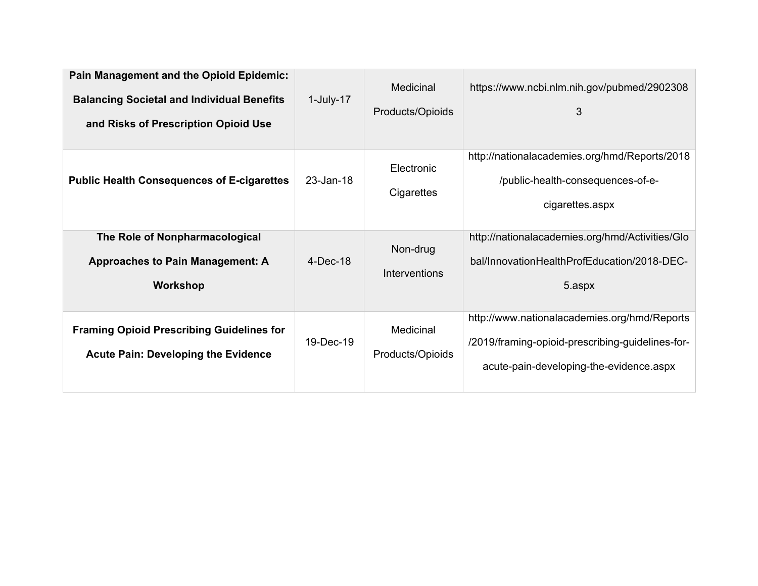| | | | |
|---|---|---|---|
| **Pain Management and the Opioid Epidemic: Balancing Societal and Individual Benefits and Risks of Prescription Opioid Use** | 1-July-17 | Medicinal Products/Opioids | https://www.ncbi.nlm.nih.gov/pubmed/29023083 |
| **Public Health Consequences of E-cigarettes** | 23-Jan-18 | Electronic Cigarettes | http://nationalacademies.org/hmd/Reports/2018/public-health-consequences-of-e-cigarettes.aspx |
| **The Role of Nonpharmacological Approaches to Pain Management: A Workshop** | 4-Dec-18 | Non-drug Interventions | http://nationalacademies.org/hmd/Activities/Global/InnovationHealthProfEducation/2018-DEC-5.aspx |
| **Framing Opioid Prescribing Guidelines for Acute Pain: Developing the Evidence** | 19-Dec-19 | Medicinal Products/Opioids | http://www.nationalacademies.org/hmd/Reports/2019/framing-opioid-prescribing-guidelines-for-acute-pain-developing-the-evidence.aspx |